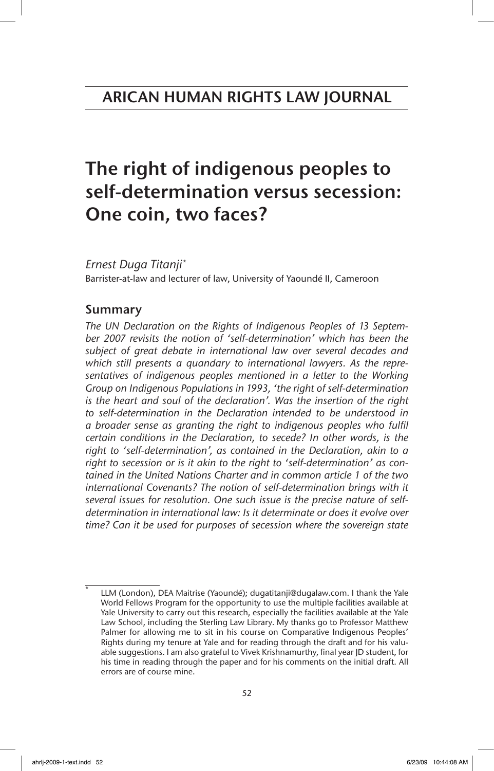# ARICAN HUMAN RIGHTS LAW JOURNAL

# The right of indigenous peoples to self-determination versus secession: One coin, two faces?

*Ernest Duga Titanji\**

Barrister-at-law and lecturer of law, University of Yaoundé II, Cameroon

## Summary

*The UN Declaration on the Rights of Indigenous Peoples of 13 September 2007 revisits the notion of 'self-determination' which has been the subject of great debate in international law over several decades and which still presents a quandary to international lawyers. As the representatives of indigenous peoples mentioned in a letter to the Working Group on Indigenous Populations in 1993, 'the right of self-determination is the heart and soul of the declaration'. Was the insertion of the right to self-determination in the Declaration intended to be understood in a broader sense as granting the right to indigenous peoples who fulfil certain conditions in the Declaration, to secede? In other words, is the right to 'self-determination', as contained in the Declaration, akin to a right to secession or is it akin to the right to 'self-determination' as contained in the United Nations Charter and in common article 1 of the two international Covenants? The notion of self-determination brings with it several issues for resolution. One such issue is the precise nature of self-determination in international law: Is it determinate or does it evolve over time? Can it be used for purposes of secession where the sovereign state*

---

\* LLM (London), DEA Maitrise (Yaoundé); dugatitanji@dugalaw.com. I thank the Yale World Fellows Program for the opportunity to use the multiple facilities available at Yale University to carry out this research, especially the facilities available at the Yale Law School, including the Sterling Law Library. My thanks go to Professor Matthew Palmer for allowing me to sit in his course on Comparative Indigenous Peoples' Rights during my tenure at Yale and for reading through the draft and for his valuable suggestions. I am also grateful to Vivek Krishnamurthy, final year JD student, for his time in reading through the paper and for his comments on the initial draft. All errors are of course mine.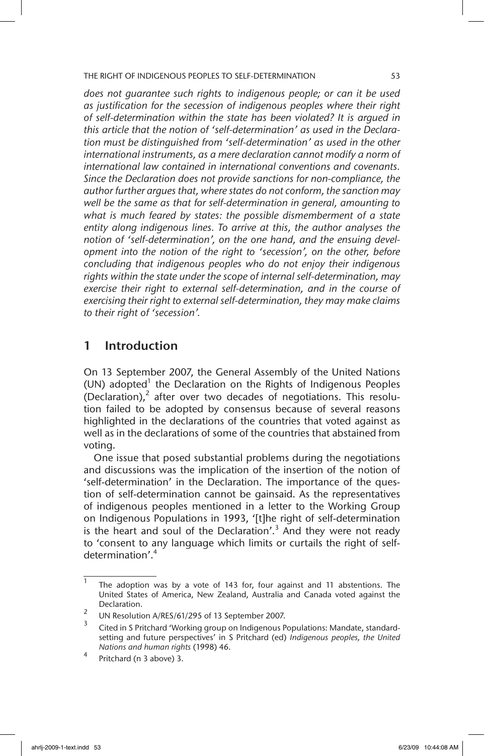*does not guarantee such rights to indigenous people; or can it be used as justification for the secession of indigenous peoples where their right of self-determination within the state has been violated? It is argued in this article that the notion of 'self-determination' as used in the Declaration must be distinguished from 'self-determination' as used in the other international instruments, as a mere declaration cannot modify a norm of international law contained in international conventions and covenants. Since the Declaration does not provide sanctions for non-compliance, the author further argues that, where states do not conform, the sanction may well be the same as that for self-determination in general, amounting to what is much feared by states: the possible dismemberment of a state entity along indigenous lines. To arrive at this, the author analyses the notion of 'self-determination', on the one hand, and the ensuing development into the notion of the right to 'secession', on the other, before concluding that indigenous peoples who do not enjoy their indigenous rights within the state under the scope of internal self-determination, may exercise their right to external self-determination, and in the course of exercising their right to external self-determination, they may make claims to their right of 'secession'.*

## 1 Introduction

On 13 September 2007, the General Assembly of the United Nations (UN) adopted[1] the Declaration on the Rights of Indigenous Peoples (Declaration),[2] after over two decades of negotiations. This resolution failed to be adopted by consensus because of several reasons highlighted in the declarations of the countries that voted against as well as in the declarations of some of the countries that abstained from voting.

One issue that posed substantial problems during the negotiations and discussions was the implication of the insertion of the notion of 'self-determination' in the Declaration. The importance of the question of self-determination cannot be gainsaid. As the representatives of indigenous peoples mentioned in a letter to the Working Group on Indigenous Populations in 1993, '[t]he right of self-determination is the heart and soul of the Declaration'.[3] And they were not ready to 'consent to any language which limits or curtails the right of self-determination'.[4]

---

1 The adoption was by a vote of 143 for, four against and 11 abstentions. The United States of America, New Zealand, Australia and Canada voted against the Declaration.

2 UN Resolution A/RES/61/295 of 13 September 2007.

3 Cited in S Pritchard 'Working group on Indigenous Populations: Mandate, standard-setting and future perspectives' in S Pritchard (ed) *Indigenous peoples, the United Nations and human rights* (1998) 46.

4 Pritchard (n 3 above) 3.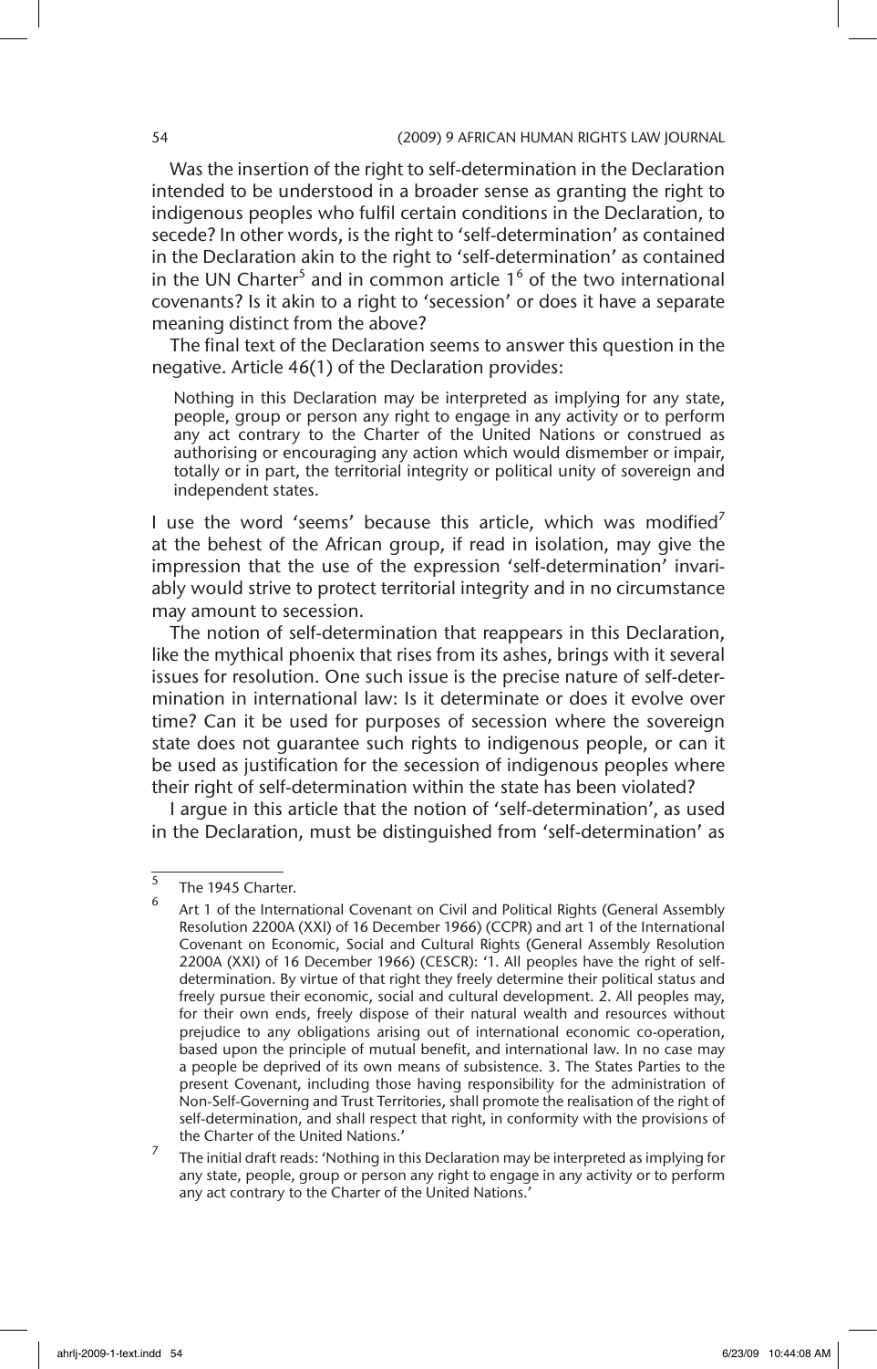Was the insertion of the right to self-determination in the Declaration intended to be understood in a broader sense as granting the right to indigenous peoples who fulfil certain conditions in the Declaration, to secede? In other words, is the right to 'self-determination' as contained in the Declaration akin to the right to 'self-determination' as contained in the UN Charter[5] and in common article 1[6] of the two international covenants? Is it akin to a right to 'secession' or does it have a separate meaning distinct from the above?

The final text of the Declaration seems to answer this question in the negative. Article 46(1) of the Declaration provides:

> Nothing in this Declaration may be interpreted as implying for any state, people, group or person any right to engage in any activity or to perform any act contrary to the Charter of the United Nations or construed as authorising or encouraging any action which would dismember or impair, totally or in part, the territorial integrity or political unity of sovereign and independent states.

I use the word 'seems' because this article, which was modified[7] at the behest of the African group, if read in isolation, may give the impression that the use of the expression 'self-determination' invariably would strive to protect territorial integrity and in no circumstance may amount to secession.

The notion of self-determination that reappears in this Declaration, like the mythical phoenix that rises from its ashes, brings with it several issues for resolution. One such issue is the precise nature of self-determination in international law: Is it determinate or does it evolve over time? Can it be used for purposes of secession where the sovereign state does not guarantee such rights to indigenous people, or can it be used as justification for the secession of indigenous peoples where their right of self-determination within the state has been violated?

I argue in this article that the notion of 'self-determination', as used in the Declaration, must be distinguished from 'self-determination' as

---

[5] The 1945 Charter.

[6] Art 1 of the International Covenant on Civil and Political Rights (General Assembly Resolution 2200A (XXI) of 16 December 1966) (CCPR) and art 1 of the International Covenant on Economic, Social and Cultural Rights (General Assembly Resolution 2200A (XXI) of 16 December 1966) (CESCR): '1. All peoples have the right of self-determination. By virtue of that right they freely determine their political status and freely pursue their economic, social and cultural development. 2. All peoples may, for their own ends, freely dispose of their natural wealth and resources without prejudice to any obligations arising out of international economic co-operation, based upon the principle of mutual benefit, and international law. In no case may a people be deprived of its own means of subsistence. 3. The States Parties to the present Covenant, including those having responsibility for the administration of Non-Self-Governing and Trust Territories, shall promote the realisation of the right of self-determination, and shall respect that right, in conformity with the provisions of the Charter of the United Nations.'

[7] The initial draft reads: 'Nothing in this Declaration may be interpreted as implying for any state, people, group or person any right to engage in any activity or to perform any act contrary to the Charter of the United Nations.'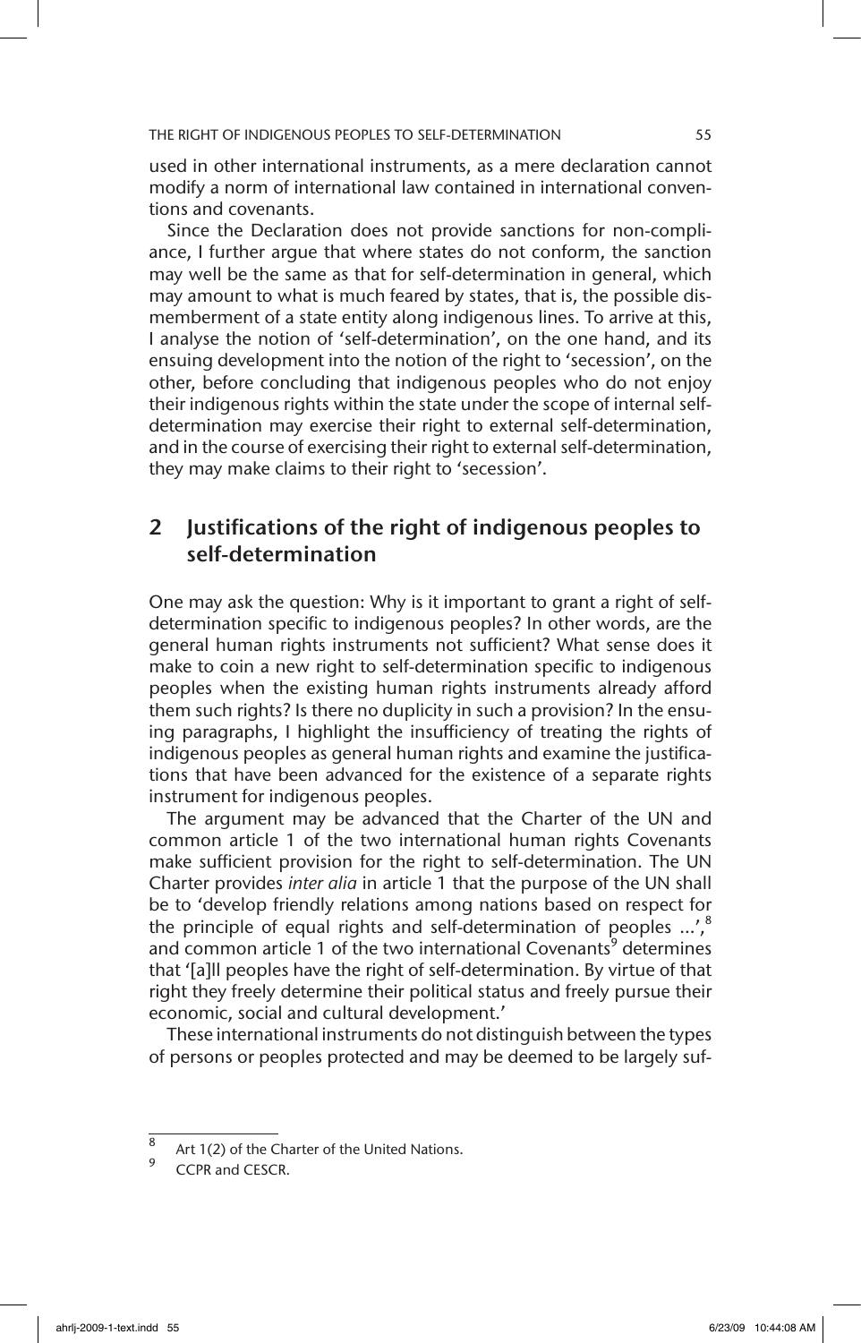used in other international instruments, as a mere declaration cannot modify a norm of international law contained in international conventions and covenants.

Since the Declaration does not provide sanctions for non-compliance, I further argue that where states do not conform, the sanction may well be the same as that for self-determination in general, which may amount to what is much feared by states, that is, the possible dismemberment of a state entity along indigenous lines. To arrive at this, I analyse the notion of 'self-determination', on the one hand, and its ensuing development into the notion of the right to 'secession', on the other, before concluding that indigenous peoples who do not enjoy their indigenous rights within the state under the scope of internal self-determination may exercise their right to external self-determination, and in the course of exercising their right to external self-determination, they may make claims to their right to 'secession'.

## 2 Justifications of the right of indigenous peoples to self-determination

One may ask the question: Why is it important to grant a right of self-determination specific to indigenous peoples? In other words, are the general human rights instruments not sufficient? What sense does it make to coin a new right to self-determination specific to indigenous peoples when the existing human rights instruments already afford them such rights? Is there no duplicity in such a provision? In the ensuing paragraphs, I highlight the insufficiency of treating the rights of indigenous peoples as general human rights and examine the justifications that have been advanced for the existence of a separate rights instrument for indigenous peoples.

The argument may be advanced that the Charter of the UN and common article 1 of the two international human rights Covenants make sufficient provision for the right to self-determination. The UN Charter provides *inter alia* in article 1 that the purpose of the UN shall be to 'develop friendly relations among nations based on respect for the principle of equal rights and self-determination of peoples ...',[8] and common article 1 of the two international Covenants[9] determines that '[a]ll peoples have the right of self-determination. By virtue of that right they freely determine their political status and freely pursue their economic, social and cultural development.'

These international instruments do not distinguish between the types of persons or peoples protected and may be deemed to be largely suf-

[8] Art 1(2) of the Charter of the United Nations.

[9] CCPR and CESCR.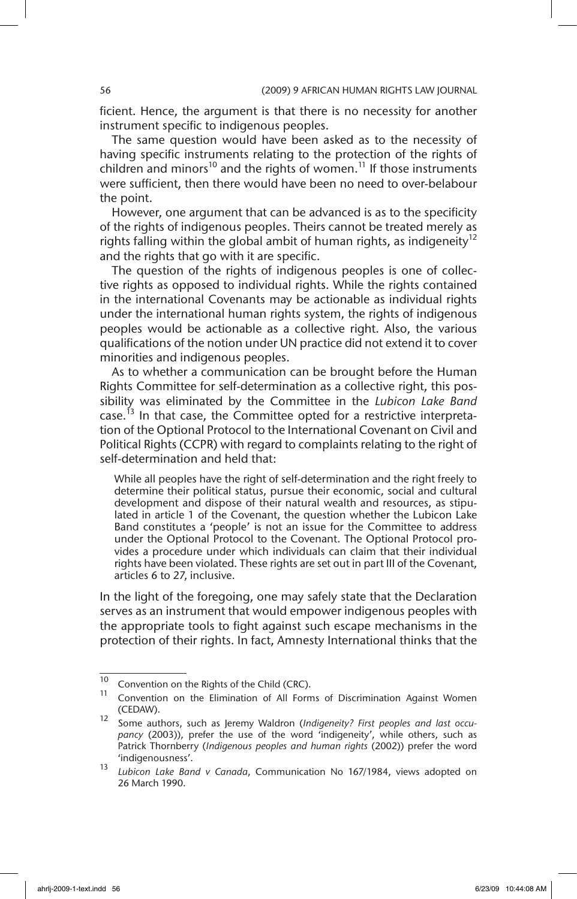ficient. Hence, the argument is that there is no necessity for another instrument specific to indigenous peoples.

The same question would have been asked as to the necessity of having specific instruments relating to the protection of the rights of children and minors[10] and the rights of women.[11] If those instruments were sufficient, then there would have been no need to over-belabour the point.

However, one argument that can be advanced is as to the specificity of the rights of indigenous peoples. Theirs cannot be treated merely as rights falling within the global ambit of human rights, as indigeneity[12] and the rights that go with it are specific.

The question of the rights of indigenous peoples is one of collective rights as opposed to individual rights. While the rights contained in the international Covenants may be actionable as individual rights under the international human rights system, the rights of indigenous peoples would be actionable as a collective right. Also, the various qualifications of the notion under UN practice did not extend it to cover minorities and indigenous peoples.

As to whether a communication can be brought before the Human Rights Committee for self-determination as a collective right, this possibility was eliminated by the Committee in the *Lubicon Lake Band* case.[13] In that case, the Committee opted for a restrictive interpretation of the Optional Protocol to the International Covenant on Civil and Political Rights (CCPR) with regard to complaints relating to the right of self-determination and held that:

> While all peoples have the right of self-determination and the right freely to determine their political status, pursue their economic, social and cultural development and dispose of their natural wealth and resources, as stipulated in article 1 of the Covenant, the question whether the Lubicon Lake Band constitutes a 'people' is not an issue for the Committee to address under the Optional Protocol to the Covenant. The Optional Protocol provides a procedure under which individuals can claim that their individual rights have been violated. These rights are set out in part III of the Covenant, articles 6 to 27, inclusive.

In the light of the foregoing, one may safely state that the Declaration serves as an instrument that would empower indigenous peoples with the appropriate tools to fight against such escape mechanisms in the protection of their rights. In fact, Amnesty International thinks that the

---

[10] Convention on the Rights of the Child (CRC).

[11] Convention on the Elimination of All Forms of Discrimination Against Women (CEDAW).

[12] Some authors, such as Jeremy Waldron (*Indigeneity? First peoples and last occupancy* (2003)), prefer the use of the word 'indigeneity', while others, such as Patrick Thornberry (*Indigenous peoples and human rights* (2002)) prefer the word 'indigenousness'.

[13] *Lubicon Lake Band v Canada*, Communication No 167/1984, views adopted on 26 March 1990.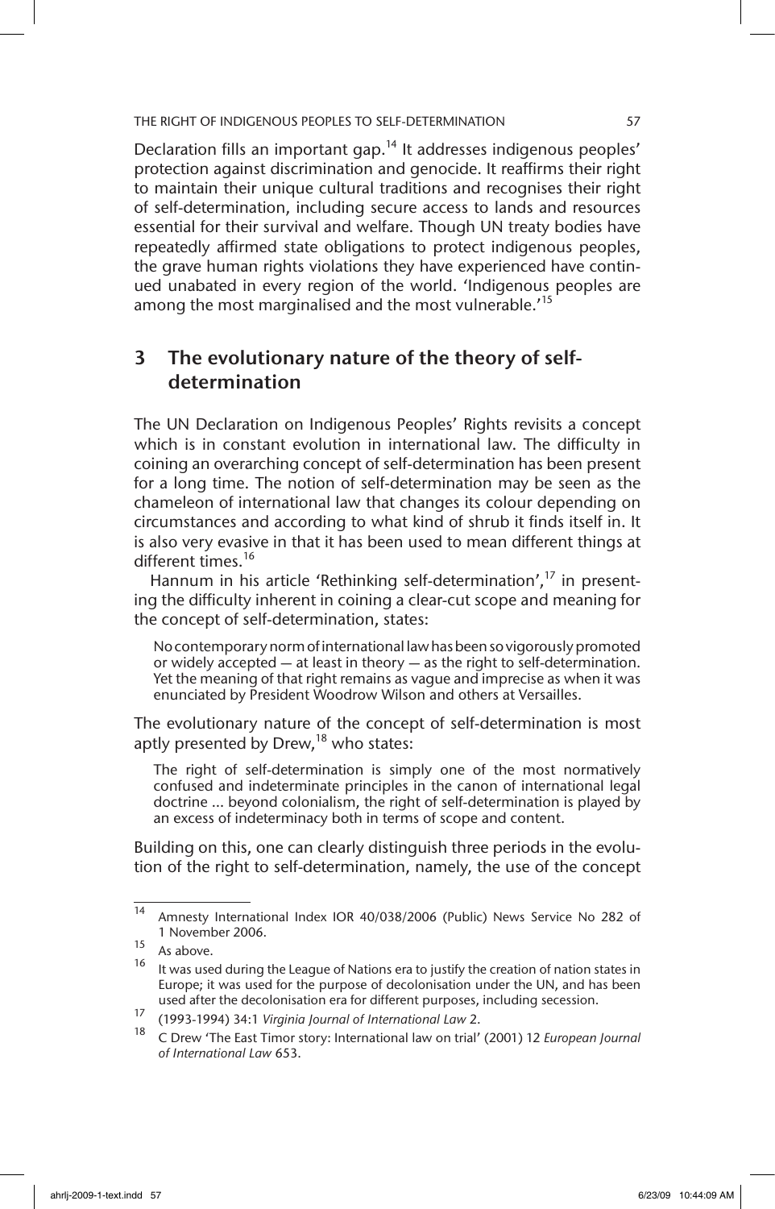Declaration fills an important gap.[14] It addresses indigenous peoples' protection against discrimination and genocide. It reaffirms their right to maintain their unique cultural traditions and recognises their right of self-determination, including secure access to lands and resources essential for their survival and welfare. Though UN treaty bodies have repeatedly affirmed state obligations to protect indigenous peoples, the grave human rights violations they have experienced have continued unabated in every region of the world. 'Indigenous peoples are among the most marginalised and the most vulnerable.'[15]

## 3 The evolutionary nature of the theory of self-determination

The UN Declaration on Indigenous Peoples' Rights revisits a concept which is in constant evolution in international law. The difficulty in coining an overarching concept of self-determination has been present for a long time. The notion of self-determination may be seen as the chameleon of international law that changes its colour depending on circumstances and according to what kind of shrub it finds itself in. It is also very evasive in that it has been used to mean different things at different times.[16]

Hannum in his article 'Rethinking self-determination',[17] in presenting the difficulty inherent in coining a clear-cut scope and meaning for the concept of self-determination, states:

> No contemporary norm of international law has been so vigorously promoted or widely accepted — at least in theory — as the right to self-determination. Yet the meaning of that right remains as vague and imprecise as when it was enunciated by President Woodrow Wilson and others at Versailles.

The evolutionary nature of the concept of self-determination is most aptly presented by Drew,[18] who states:

> The right of self-determination is simply one of the most normatively confused and indeterminate principles in the canon of international legal doctrine ... beyond colonialism, the right of self-determination is played by an excess of indeterminacy both in terms of scope and content.

Building on this, one can clearly distinguish three periods in the evolution of the right to self-determination, namely, the use of the concept

---

[14] Amnesty International Index IOR 40/038/2006 (Public) News Service No 282 of 1 November 2006.

[15] As above.

[16] It was used during the League of Nations era to justify the creation of nation states in Europe; it was used for the purpose of decolonisation under the UN, and has been used after the decolonisation era for different purposes, including secession.

[17] (1993-1994) 34:1 *Virginia Journal of International Law* 2.

[18] C Drew 'The East Timor story: International law on trial' (2001) 12 *European Journal of International Law* 653.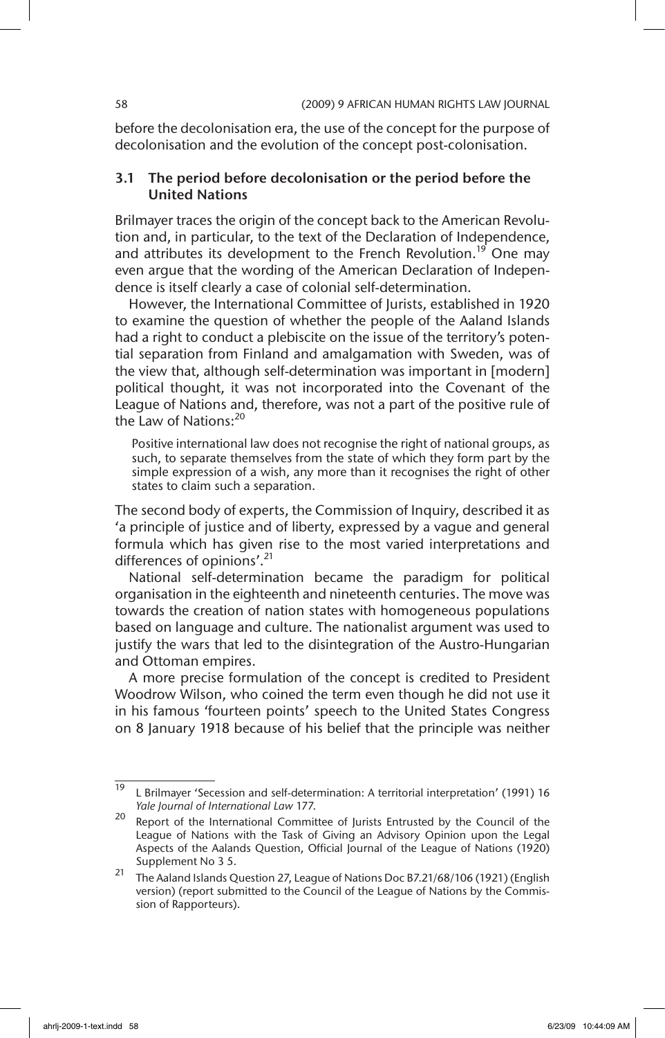before the decolonisation era, the use of the concept for the purpose of decolonisation and the evolution of the concept post-colonisation.

### 3.1 The period before decolonisation or the period before the United Nations

Brilmayer traces the origin of the concept back to the American Revolution and, in particular, to the text of the Declaration of Independence, and attributes its development to the French Revolution.[19] One may even argue that the wording of the American Declaration of Independence is itself clearly a case of colonial self-determination.

However, the International Committee of Jurists, established in 1920 to examine the question of whether the people of the Aaland Islands had a right to conduct a plebiscite on the issue of the territory's potential separation from Finland and amalgamation with Sweden, was of the view that, although self-determination was important in [modern] political thought, it was not incorporated into the Covenant of the League of Nations and, therefore, was not a part of the positive rule of the Law of Nations:[20]

> Positive international law does not recognise the right of national groups, as such, to separate themselves from the state of which they form part by the simple expression of a wish, any more than it recognises the right of other states to claim such a separation.

The second body of experts, the Commission of Inquiry, described it as 'a principle of justice and of liberty, expressed by a vague and general formula which has given rise to the most varied interpretations and differences of opinions'.[21]

National self-determination became the paradigm for political organisation in the eighteenth and nineteenth centuries. The move was towards the creation of nation states with homogeneous populations based on language and culture. The nationalist argument was used to justify the wars that led to the disintegration of the Austro-Hungarian and Ottoman empires.

A more precise formulation of the concept is credited to President Woodrow Wilson, who coined the term even though he did not use it in his famous 'fourteen points' speech to the United States Congress on 8 January 1918 because of his belief that the principle was neither

---

[19] L Brilmayer 'Secession and self-determination: A territorial interpretation' (1991) 16 *Yale Journal of International Law* 177.

[20] Report of the International Committee of Jurists Entrusted by the Council of the League of Nations with the Task of Giving an Advisory Opinion upon the Legal Aspects of the Aalands Question, Official Journal of the League of Nations (1920) Supplement No 3 5.

[21] The Aaland Islands Question 27, League of Nations Doc B7.21/68/106 (1921) (English version) (report submitted to the Council of the League of Nations by the Commission of Rapporteurs).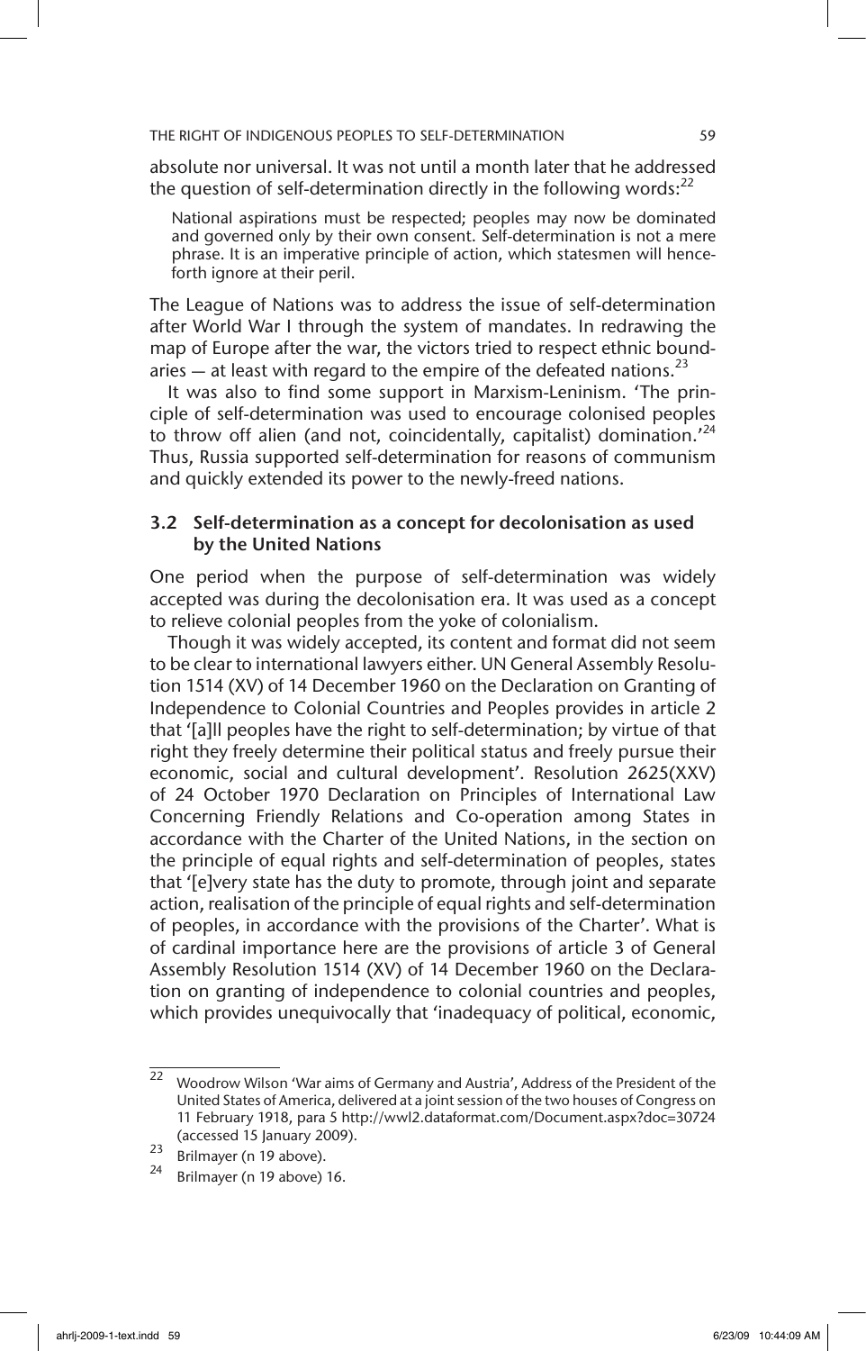absolute nor universal. It was not until a month later that he addressed the question of self-determination directly in the following words:[22]

> National aspirations must be respected; peoples may now be dominated and governed only by their own consent. Self-determination is not a mere phrase. It is an imperative principle of action, which statesmen will henceforth ignore at their peril.

The League of Nations was to address the issue of self-determination after World War I through the system of mandates. In redrawing the map of Europe after the war, the victors tried to respect ethnic boundaries — at least with regard to the empire of the defeated nations.[23]

It was also to find some support in Marxism-Leninism. 'The principle of self-determination was used to encourage colonised peoples to throw off alien (and not, coincidentally, capitalist) domination.'[24] Thus, Russia supported self-determination for reasons of communism and quickly extended its power to the newly-freed nations.

### 3.2 Self-determination as a concept for decolonisation as used by the United Nations

One period when the purpose of self-determination was widely accepted was during the decolonisation era. It was used as a concept to relieve colonial peoples from the yoke of colonialism.

Though it was widely accepted, its content and format did not seem to be clear to international lawyers either. UN General Assembly Resolution 1514 (XV) of 14 December 1960 on the Declaration on Granting of Independence to Colonial Countries and Peoples provides in article 2 that '[a]ll peoples have the right to self-determination; by virtue of that right they freely determine their political status and freely pursue their economic, social and cultural development'. Resolution 2625(XXV) of 24 October 1970 Declaration on Principles of International Law Concerning Friendly Relations and Co-operation among States in accordance with the Charter of the United Nations, in the section on the principle of equal rights and self-determination of peoples, states that '[e]very state has the duty to promote, through joint and separate action, realisation of the principle of equal rights and self-determination of peoples, in accordance with the provisions of the Charter'. What is of cardinal importance here are the provisions of article 3 of General Assembly Resolution 1514 (XV) of 14 December 1960 on the Declaration on granting of independence to colonial countries and peoples, which provides unequivocally that 'inadequacy of political, economic,

---

[22] Woodrow Wilson 'War aims of Germany and Austria', Address of the President of the United States of America, delivered at a joint session of the two houses of Congress on 11 February 1918, para 5 http://wwl2.dataformat.com/Document.aspx?doc=30724 (accessed 15 January 2009).

[23] Brilmayer (n 19 above).

[24] Brilmayer (n 19 above) 16.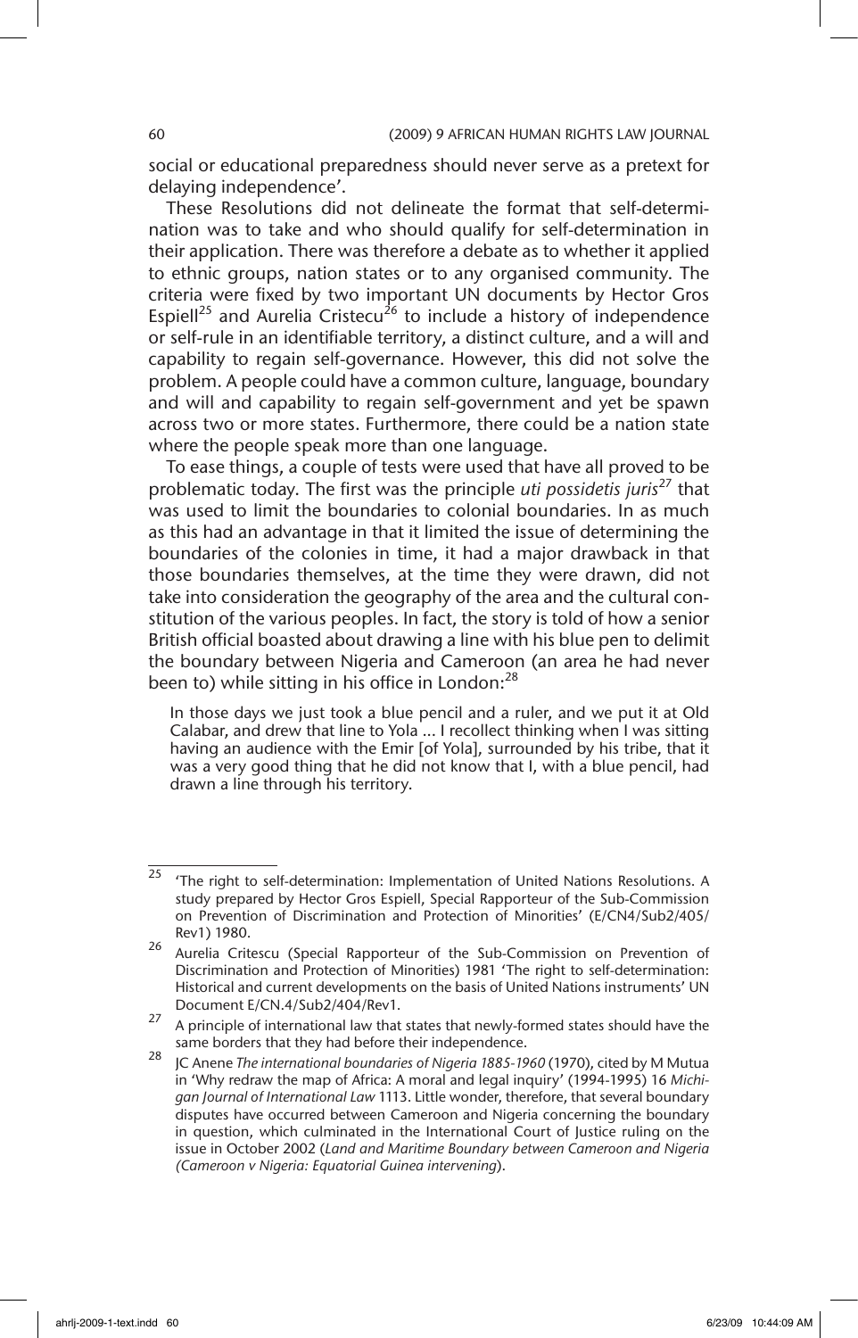social or educational preparedness should never serve as a pretext for delaying independence'.

These Resolutions did not delineate the format that self-determination was to take and who should qualify for self-determination in their application. There was therefore a debate as to whether it applied to ethnic groups, nation states or to any organised community. The criteria were fixed by two important UN documents by Hector Gros Espiell[25] and Aurelia Cristecu[26] to include a history of independence or self-rule in an identifiable territory, a distinct culture, and a will and capability to regain self-governance. However, this did not solve the problem. A people could have a common culture, language, boundary and will and capability to regain self-government and yet be spawn across two or more states. Furthermore, there could be a nation state where the people speak more than one language.

To ease things, a couple of tests were used that have all proved to be problematic today. The first was the principle *uti possidetis juris*[27] that was used to limit the boundaries to colonial boundaries. In as much as this had an advantage in that it limited the issue of determining the boundaries of the colonies in time, it had a major drawback in that those boundaries themselves, at the time they were drawn, did not take into consideration the geography of the area and the cultural constitution of the various peoples. In fact, the story is told of how a senior British official boasted about drawing a line with his blue pen to delimit the boundary between Nigeria and Cameroon (an area he had never been to) while sitting in his office in London:[28]

> In those days we just took a blue pencil and a ruler, and we put it at Old Calabar, and drew that line to Yola ... I recollect thinking when I was sitting having an audience with the Emir [of Yola], surrounded by his tribe, that it was a very good thing that he did not know that I, with a blue pencil, had drawn a line through his territory.

---

[25] 'The right to self-determination: Implementation of United Nations Resolutions. A study prepared by Hector Gros Espiell, Special Rapporteur of the Sub-Commission on Prevention of Discrimination and Protection of Minorities' (E/CN4/Sub2/405/Rev1) 1980.

[26] Aurelia Critescu (Special Rapporteur of the Sub-Commission on Prevention of Discrimination and Protection of Minorities) 1981 'The right to self-determination: Historical and current developments on the basis of United Nations instruments' UN Document E/CN.4/Sub2/404/Rev1.

[27] A principle of international law that states that newly-formed states should have the same borders that they had before their independence.

[28] JC Anene *The international boundaries of Nigeria 1885-1960* (1970), cited by M Mutua in 'Why redraw the map of Africa: A moral and legal inquiry' (1994-1995) 16 *Michigan Journal of International Law* 1113. Little wonder, therefore, that several boundary disputes have occurred between Cameroon and Nigeria concerning the boundary in question, which culminated in the International Court of Justice ruling on the issue in October 2002 (*Land and Maritime Boundary between Cameroon and Nigeria (Cameroon v Nigeria: Equatorial Guinea intervening*).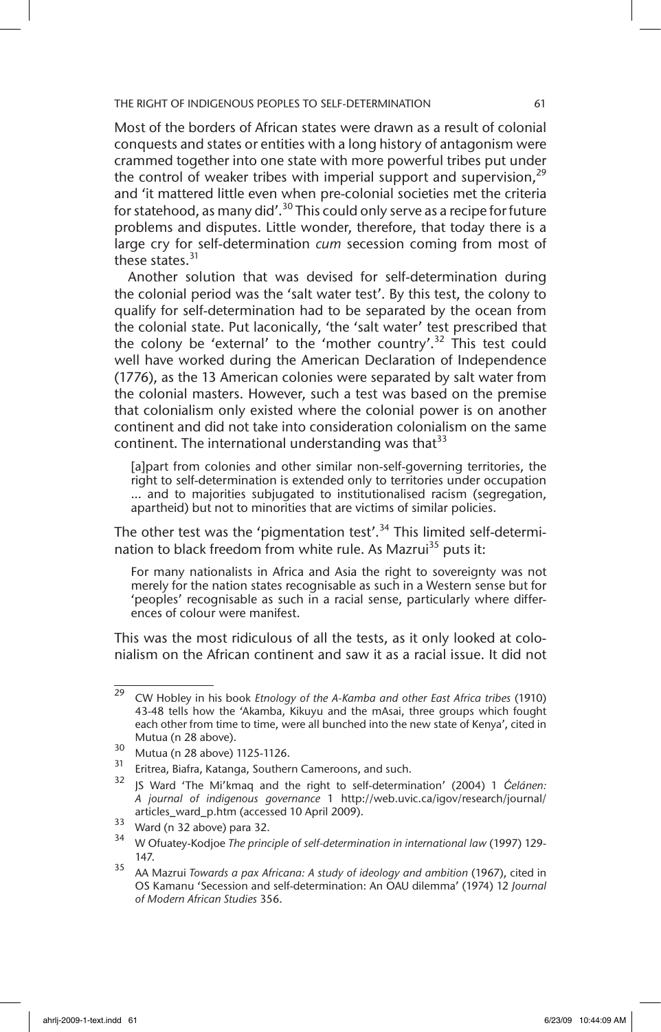Most of the borders of African states were drawn as a result of colonial conquests and states or entities with a long history of antagonism were crammed together into one state with more powerful tribes put under the control of weaker tribes with imperial support and supervision,[29] and 'it mattered little even when pre-colonial societies met the criteria for statehood, as many did'.[30] This could only serve as a recipe for future problems and disputes. Little wonder, therefore, that today there is a large cry for self-determination *cum* secession coming from most of these states.[31]

Another solution that was devised for self-determination during the colonial period was the 'salt water test'. By this test, the colony to qualify for self-determination had to be separated by the ocean from the colonial state. Put laconically, 'the 'salt water' test prescribed that the colony be 'external' to the 'mother country'.[32] This test could well have worked during the American Declaration of Independence (1776), as the 13 American colonies were separated by salt water from the colonial masters. However, such a test was based on the premise that colonialism only existed where the colonial power is on another continent and did not take into consideration colonialism on the same continent. The international understanding was that[33]

> [a]part from colonies and other similar non-self-governing territories, the right to self-determination is extended only to territories under occupation ... and to majorities subjugated to institutionalised racism (segregation, apartheid) but not to minorities that are victims of similar policies.

The other test was the 'pigmentation test'.[34] This limited self-determination to black freedom from white rule. As Mazrui[35] puts it:

> For many nationalists in Africa and Asia the right to sovereignty was not merely for the nation states recognisable as such in a Western sense but for 'peoples' recognisable as such in a racial sense, particularly where differences of colour were manifest.

This was the most ridiculous of all the tests, as it only looked at colonialism on the African continent and saw it as a racial issue. It did not

---

29 CW Hobley in his book *Etnology of the A-Kamba and other East Africa tribes* (1910) 43-48 tells how the 'Akamba, Kikuyu and the mAsai, three groups which fought each other from time to time, were all bunched into the new state of Kenya', cited in Mutua (n 28 above).

30 Mutua (n 28 above) 1125-1126.

31 Eritrea, Biafra, Katanga, Southern Cameroons, and such.

32 JS Ward 'The Mi'kmaq and the right to self-determination' (2004) 1 *Ćelánen: A journal of indigenous governance* 1 http://web.uvic.ca/igov/research/journal/articles_ward_p.htm (accessed 10 April 2009).

33 Ward (n 32 above) para 32.

34 W Ofuatey-Kodjoe *The principle of self-determination in international law* (1997) 129-147.

35 AA Mazrui *Towards a pax Africana: A study of ideology and ambition* (1967), cited in OS Kamanu 'Secession and self-determination: An OAU dilemma' (1974) 12 *Journal of Modern African Studies* 356.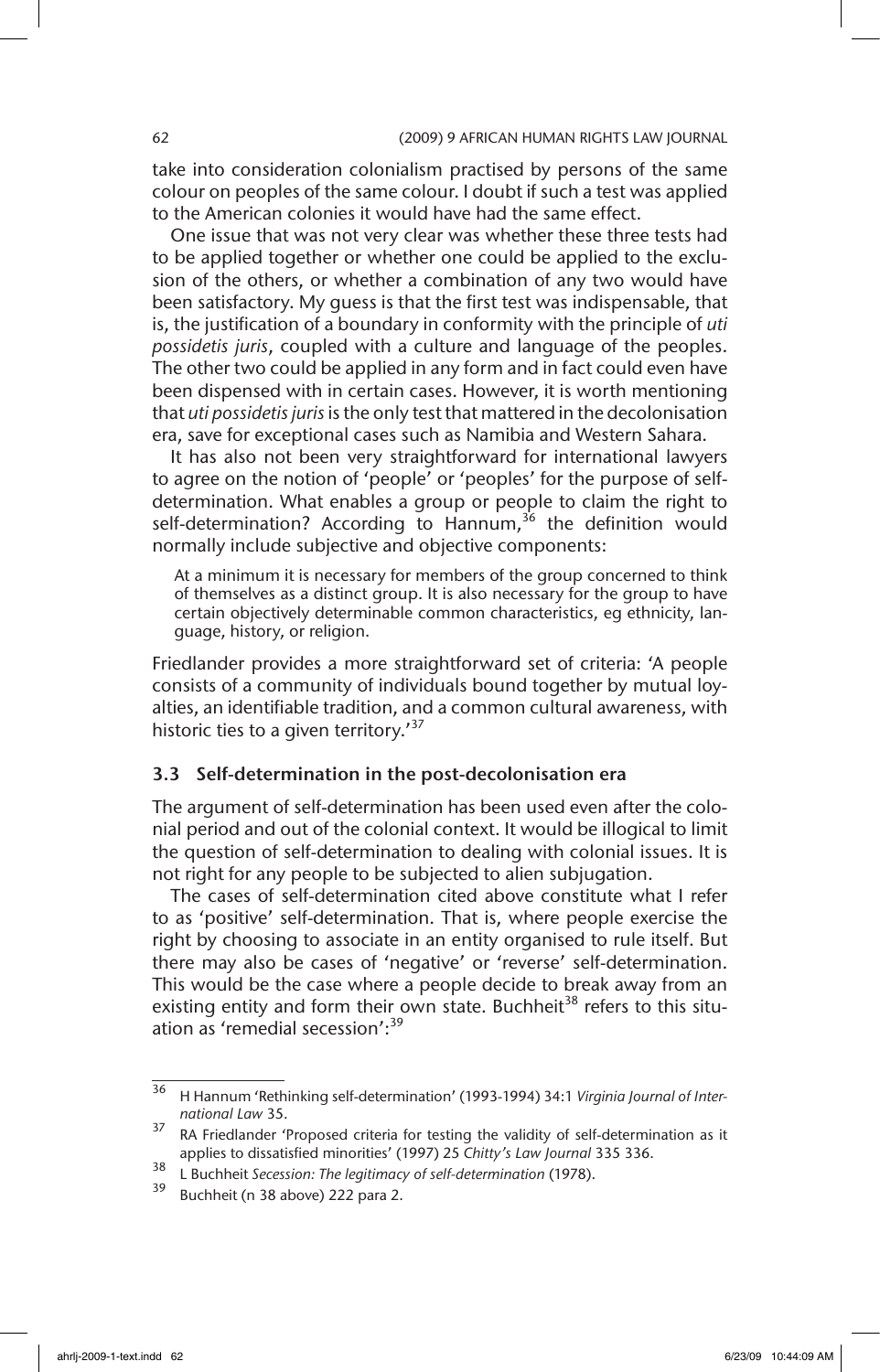take into consideration colonialism practised by persons of the same colour on peoples of the same colour. I doubt if such a test was applied to the American colonies it would have had the same effect.

One issue that was not very clear was whether these three tests had to be applied together or whether one could be applied to the exclusion of the others, or whether a combination of any two would have been satisfactory. My guess is that the first test was indispensable, that is, the justification of a boundary in conformity with the principle of *uti possidetis juris*, coupled with a culture and language of the peoples. The other two could be applied in any form and in fact could even have been dispensed with in certain cases. However, it is worth mentioning that *uti possidetis juris* is the only test that mattered in the decolonisation era, save for exceptional cases such as Namibia and Western Sahara.

It has also not been very straightforward for international lawyers to agree on the notion of 'people' or 'peoples' for the purpose of self-determination. What enables a group or people to claim the right to self-determination? According to Hannum,[36] the definition would normally include subjective and objective components:

> At a minimum it is necessary for members of the group concerned to think of themselves as a distinct group. It is also necessary for the group to have certain objectively determinable common characteristics, eg ethnicity, language, history, or religion.

Friedlander provides a more straightforward set of criteria: 'A people consists of a community of individuals bound together by mutual loyalties, an identifiable tradition, and a common cultural awareness, with historic ties to a given territory.'[37]

### 3.3 Self-determination in the post-decolonisation era

The argument of self-determination has been used even after the colonial period and out of the colonial context. It would be illogical to limit the question of self-determination to dealing with colonial issues. It is not right for any people to be subjected to alien subjugation.

The cases of self-determination cited above constitute what I refer to as 'positive' self-determination. That is, where people exercise the right by choosing to associate in an entity organised to rule itself. But there may also be cases of 'negative' or 'reverse' self-determination. This would be the case where a people decide to break away from an existing entity and form their own state. Buchheit[38] refers to this situation as 'remedial secession':[39]

---

[36] H Hannum 'Rethinking self-determination' (1993-1994) 34:1 *Virginia Journal of International Law* 35.

[37] RA Friedlander 'Proposed criteria for testing the validity of self-determination as it applies to dissatisfied minorities' (1997) 25 *Chitty's Law Journal* 335 336.

[38] L Buchheit *Secession: The legitimacy of self-determination* (1978).

[39] Buchheit (n 38 above) 222 para 2.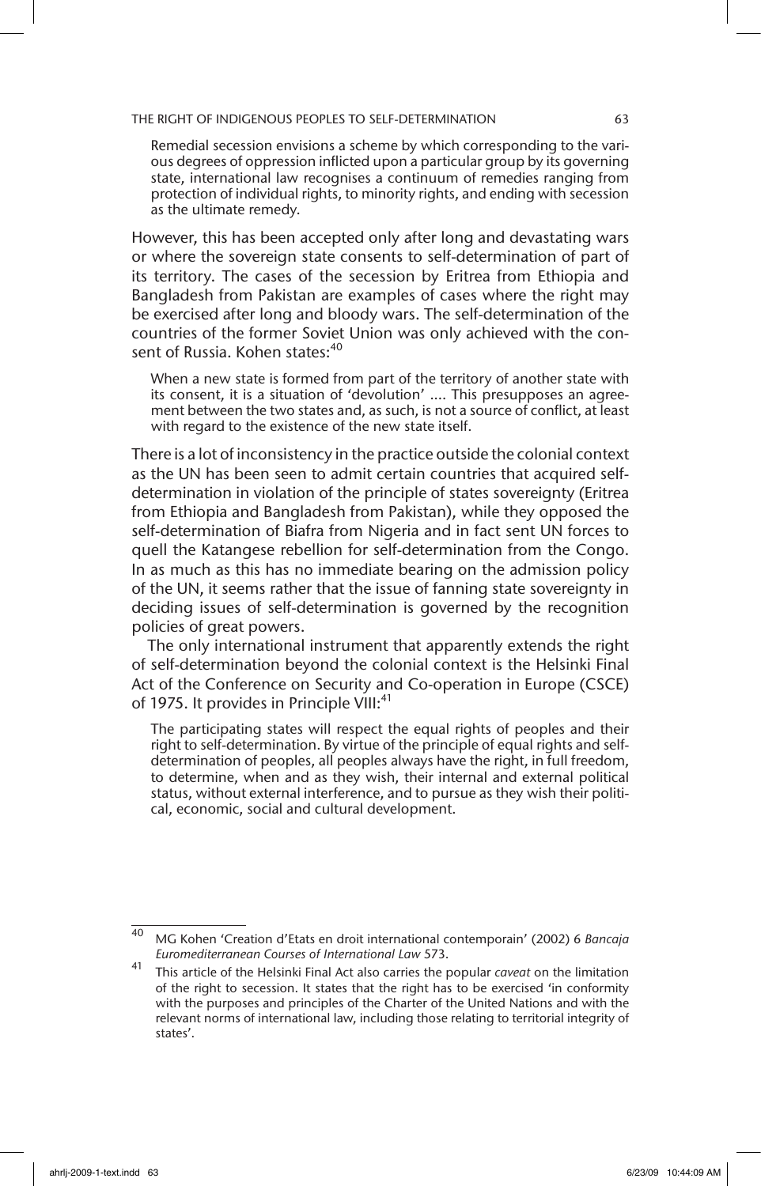> Remedial secession envisions a scheme by which corresponding to the various degrees of oppression inflicted upon a particular group by its governing state, international law recognises a continuum of remedies ranging from protection of individual rights, to minority rights, and ending with secession as the ultimate remedy.

However, this has been accepted only after long and devastating wars or where the sovereign state consents to self-determination of part of its territory. The cases of the secession by Eritrea from Ethiopia and Bangladesh from Pakistan are examples of cases where the right may be exercised after long and bloody wars. The self-determination of the countries of the former Soviet Union was only achieved with the consent of Russia. Kohen states:[40]

> When a new state is formed from part of the territory of another state with its consent, it is a situation of 'devolution' .... This presupposes an agreement between the two states and, as such, is not a source of conflict, at least with regard to the existence of the new state itself.

There is a lot of inconsistency in the practice outside the colonial context as the UN has been seen to admit certain countries that acquired self-determination in violation of the principle of states sovereignty (Eritrea from Ethiopia and Bangladesh from Pakistan), while they opposed the self-determination of Biafra from Nigeria and in fact sent UN forces to quell the Katangese rebellion for self-determination from the Congo. In as much as this has no immediate bearing on the admission policy of the UN, it seems rather that the issue of fanning state sovereignty in deciding issues of self-determination is governed by the recognition policies of great powers.

The only international instrument that apparently extends the right of self-determination beyond the colonial context is the Helsinki Final Act of the Conference on Security and Co-operation in Europe (CSCE) of 1975. It provides in Principle VIII:[41]

> The participating states will respect the equal rights of peoples and their right to self-determination. By virtue of the principle of equal rights and self-determination of peoples, all peoples always have the right, in full freedom, to determine, when and as they wish, their internal and external political status, without external interference, and to pursue as they wish their political, economic, social and cultural development.

---

[40] MG Kohen 'Creation d'Etats en droit international contemporain' (2002) 6 *Bancaja Euromediterranean Courses of International Law* 573.

[41] This article of the Helsinki Final Act also carries the popular *caveat* on the limitation of the right to secession. It states that the right has to be exercised 'in conformity with the purposes and principles of the Charter of the United Nations and with the relevant norms of international law, including those relating to territorial integrity of states'.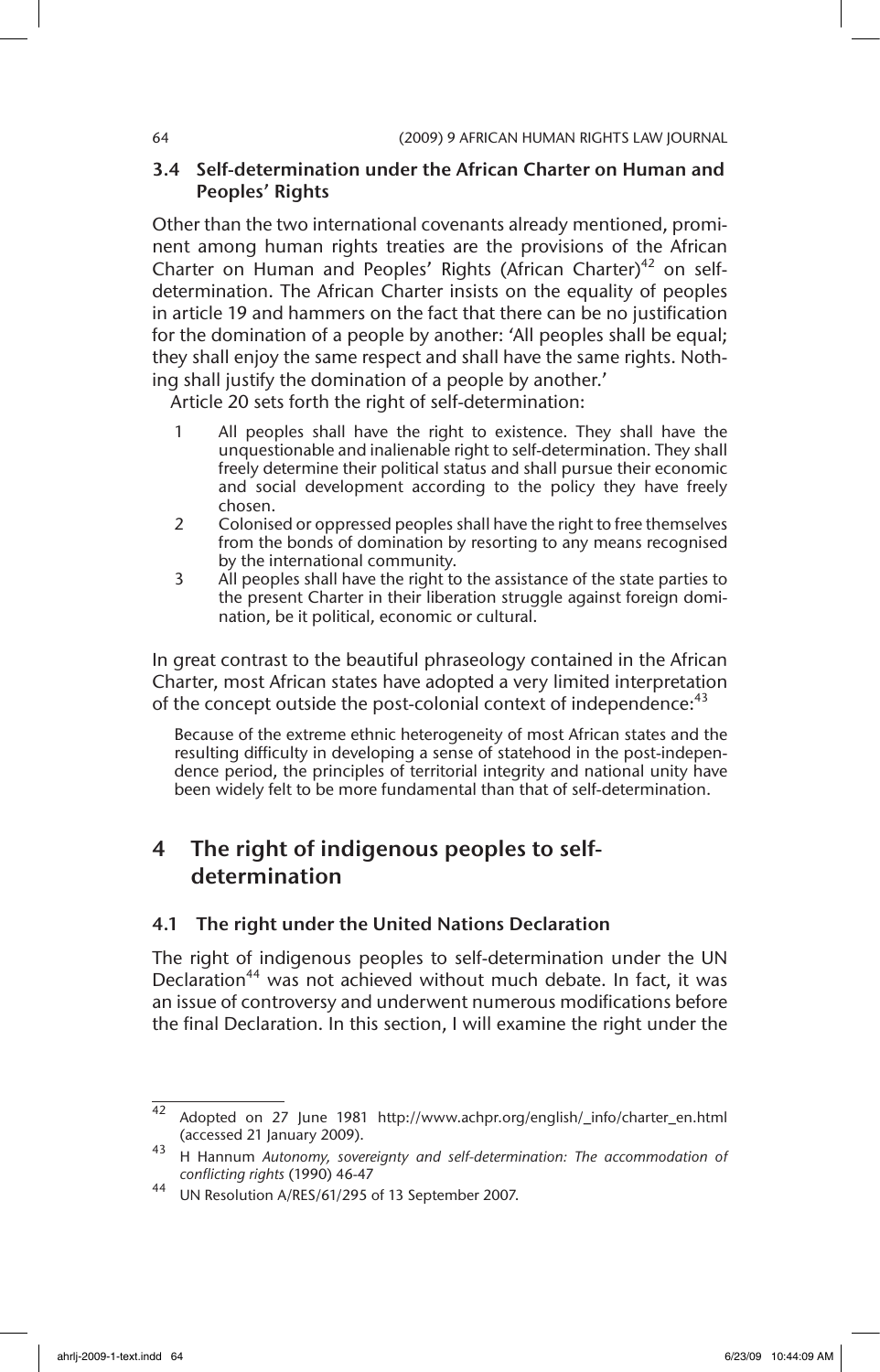### 3.4 Self-determination under the African Charter on Human and Peoples' Rights

Other than the two international covenants already mentioned, prominent among human rights treaties are the provisions of the African Charter on Human and Peoples' Rights (African Charter)[42] on self-determination. The African Charter insists on the equality of peoples in article 19 and hammers on the fact that there can be no justification for the domination of a people by another: 'All peoples shall be equal; they shall enjoy the same respect and shall have the same rights. Nothing shall justify the domination of a people by another.'

Article 20 sets forth the right of self-determination:

> 1 All peoples shall have the right to existence. They shall have the unquestionable and inalienable right to self-determination. They shall freely determine their political status and shall pursue their economic and social development according to the policy they have freely chosen.
>
> 2 Colonised or oppressed peoples shall have the right to free themselves from the bonds of domination by resorting to any means recognised by the international community.
>
> 3 All peoples shall have the right to the assistance of the state parties to the present Charter in their liberation struggle against foreign domination, be it political, economic or cultural.

In great contrast to the beautiful phraseology contained in the African Charter, most African states have adopted a very limited interpretation of the concept outside the post-colonial context of independence:[43]

> Because of the extreme ethnic heterogeneity of most African states and the resulting difficulty in developing a sense of statehood in the post-independence period, the principles of territorial integrity and national unity have been widely felt to be more fundamental than that of self-determination.

## 4 The right of indigenous peoples to self-determination

### 4.1 The right under the United Nations Declaration

The right of indigenous peoples to self-determination under the UN Declaration[44] was not achieved without much debate. In fact, it was an issue of controversy and underwent numerous modifications before the final Declaration. In this section, I will examine the right under the

---

[42] Adopted on 27 June 1981 http://www.achpr.org/english/_info/charter_en.html (accessed 21 January 2009).

[43] H Hannum *Autonomy, sovereignty and self-determination: The accommodation of conflicting rights* (1990) 46-47

[44] UN Resolution A/RES/61/295 of 13 September 2007.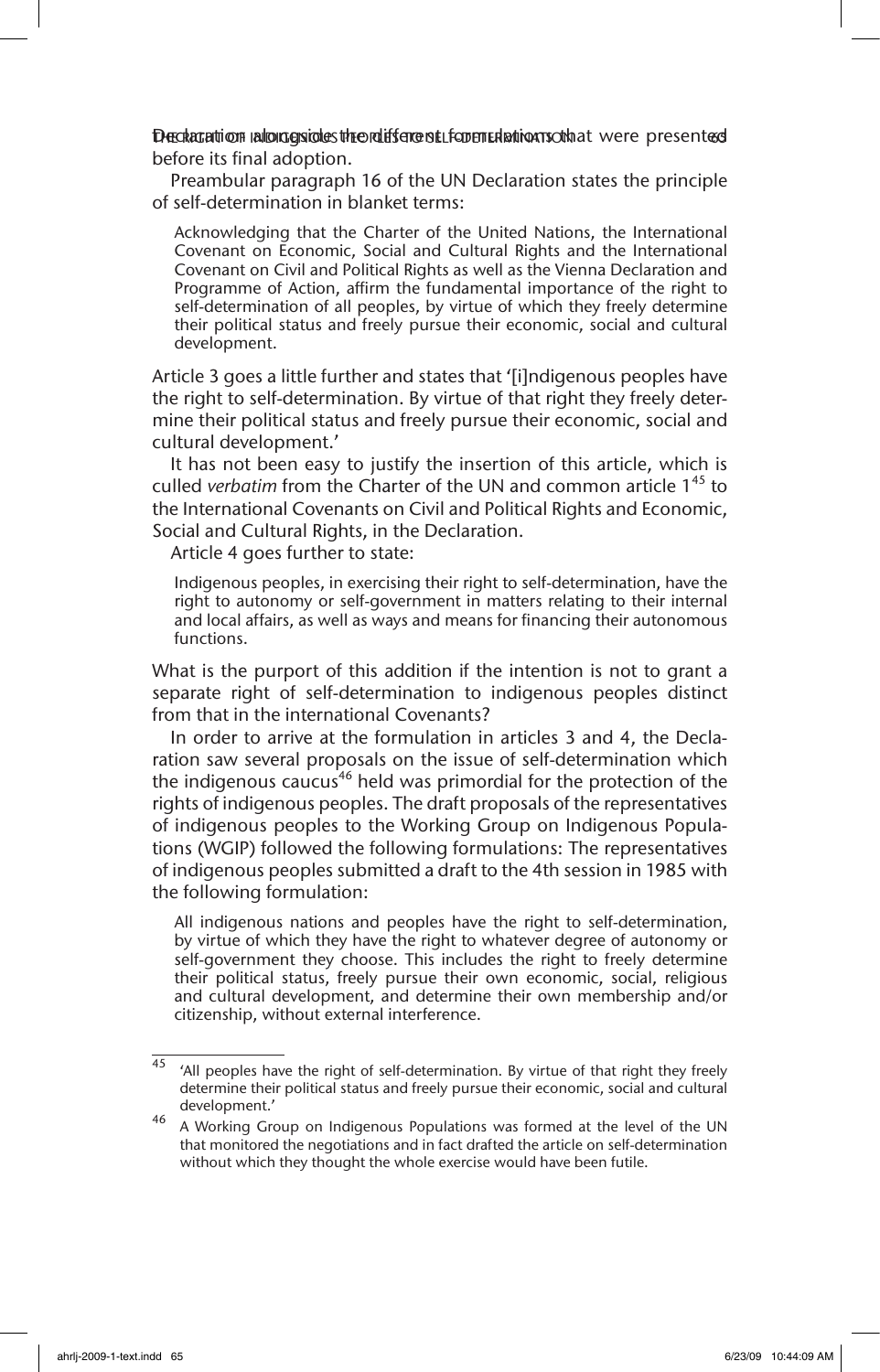Declaration alongside the different formulations that were presented before its final adoption.

Preambular paragraph 16 of the UN Declaration states the principle of self-determination in blanket terms:

> Acknowledging that the Charter of the United Nations, the International Covenant on Economic, Social and Cultural Rights and the International Covenant on Civil and Political Rights as well as the Vienna Declaration and Programme of Action, affirm the fundamental importance of the right to self-determination of all peoples, by virtue of which they freely determine their political status and freely pursue their economic, social and cultural development.

Article 3 goes a little further and states that '[i]ndigenous peoples have the right to self-determination. By virtue of that right they freely determine their political status and freely pursue their economic, social and cultural development.'

It has not been easy to justify the insertion of this article, which is culled *verbatim* from the Charter of the UN and common article 1[45] to the International Covenants on Civil and Political Rights and Economic, Social and Cultural Rights, in the Declaration.

Article 4 goes further to state:

> Indigenous peoples, in exercising their right to self-determination, have the right to autonomy or self-government in matters relating to their internal and local affairs, as well as ways and means for financing their autonomous functions.

What is the purport of this addition if the intention is not to grant a separate right of self-determination to indigenous peoples distinct from that in the international Covenants?

In order to arrive at the formulation in articles 3 and 4, the Declaration saw several proposals on the issue of self-determination which the indigenous caucus[46] held was primordial for the protection of the rights of indigenous peoples. The draft proposals of the representatives of indigenous peoples to the Working Group on Indigenous Populations (WGIP) followed the following formulations: The representatives of indigenous peoples submitted a draft to the 4th session in 1985 with the following formulation:

> All indigenous nations and peoples have the right to self-determination, by virtue of which they have the right to whatever degree of autonomy or self-government they choose. This includes the right to freely determine their political status, freely pursue their own economic, social, religious and cultural development, and determine their own membership and/or citizenship, without external interference.

---

[45] 'All peoples have the right of self-determination. By virtue of that right they freely determine their political status and freely pursue their economic, social and cultural development.'

[46] A Working Group on Indigenous Populations was formed at the level of the UN that monitored the negotiations and in fact drafted the article on self-determination without which they thought the whole exercise would have been futile.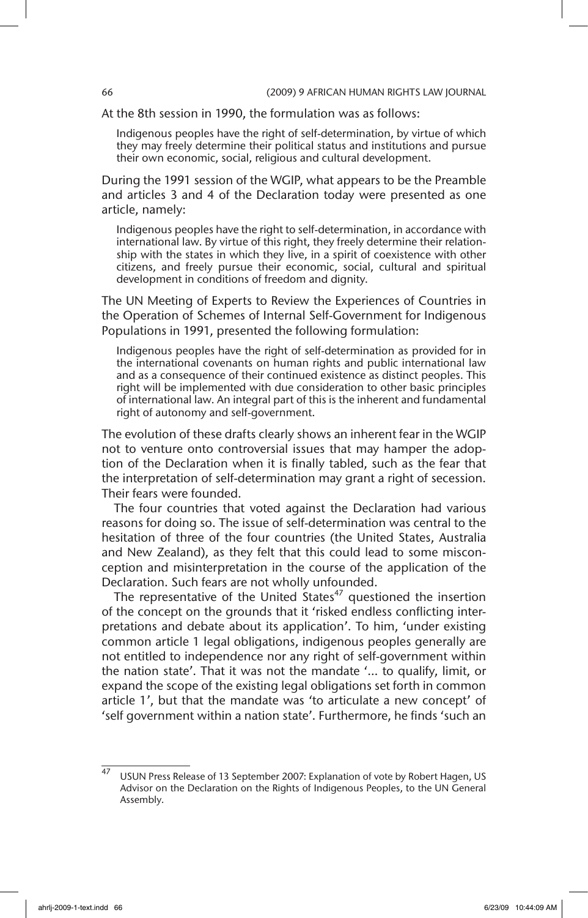At the 8th session in 1990, the formulation was as follows:

> Indigenous peoples have the right of self-determination, by virtue of which they may freely determine their political status and institutions and pursue their own economic, social, religious and cultural development.

During the 1991 session of the WGIP, what appears to be the Preamble and articles 3 and 4 of the Declaration today were presented as one article, namely:

> Indigenous peoples have the right to self-determination, in accordance with international law. By virtue of this right, they freely determine their relationship with the states in which they live, in a spirit of coexistence with other citizens, and freely pursue their economic, social, cultural and spiritual development in conditions of freedom and dignity.

The UN Meeting of Experts to Review the Experiences of Countries in the Operation of Schemes of Internal Self-Government for Indigenous Populations in 1991, presented the following formulation:

> Indigenous peoples have the right of self-determination as provided for in the international covenants on human rights and public international law and as a consequence of their continued existence as distinct peoples. This right will be implemented with due consideration to other basic principles of international law. An integral part of this is the inherent and fundamental right of autonomy and self-government.

The evolution of these drafts clearly shows an inherent fear in the WGIP not to venture onto controversial issues that may hamper the adoption of the Declaration when it is finally tabled, such as the fear that the interpretation of self-determination may grant a right of secession. Their fears were founded.

The four countries that voted against the Declaration had various reasons for doing so. The issue of self-determination was central to the hesitation of three of the four countries (the United States, Australia and New Zealand), as they felt that this could lead to some misconception and misinterpretation in the course of the application of the Declaration. Such fears are not wholly unfounded.

The representative of the United States[47] questioned the insertion of the concept on the grounds that it 'risked endless conflicting interpretations and debate about its application'. To him, 'under existing common article 1 legal obligations, indigenous peoples generally are not entitled to independence nor any right of self-government within the nation state'. That it was not the mandate '... to qualify, limit, or expand the scope of the existing legal obligations set forth in common article 1', but that the mandate was 'to articulate a new concept' of 'self government within a nation state'. Furthermore, he finds 'such an

---

[47] USUN Press Release of 13 September 2007: Explanation of vote by Robert Hagen, US Advisor on the Declaration on the Rights of Indigenous Peoples, to the UN General Assembly.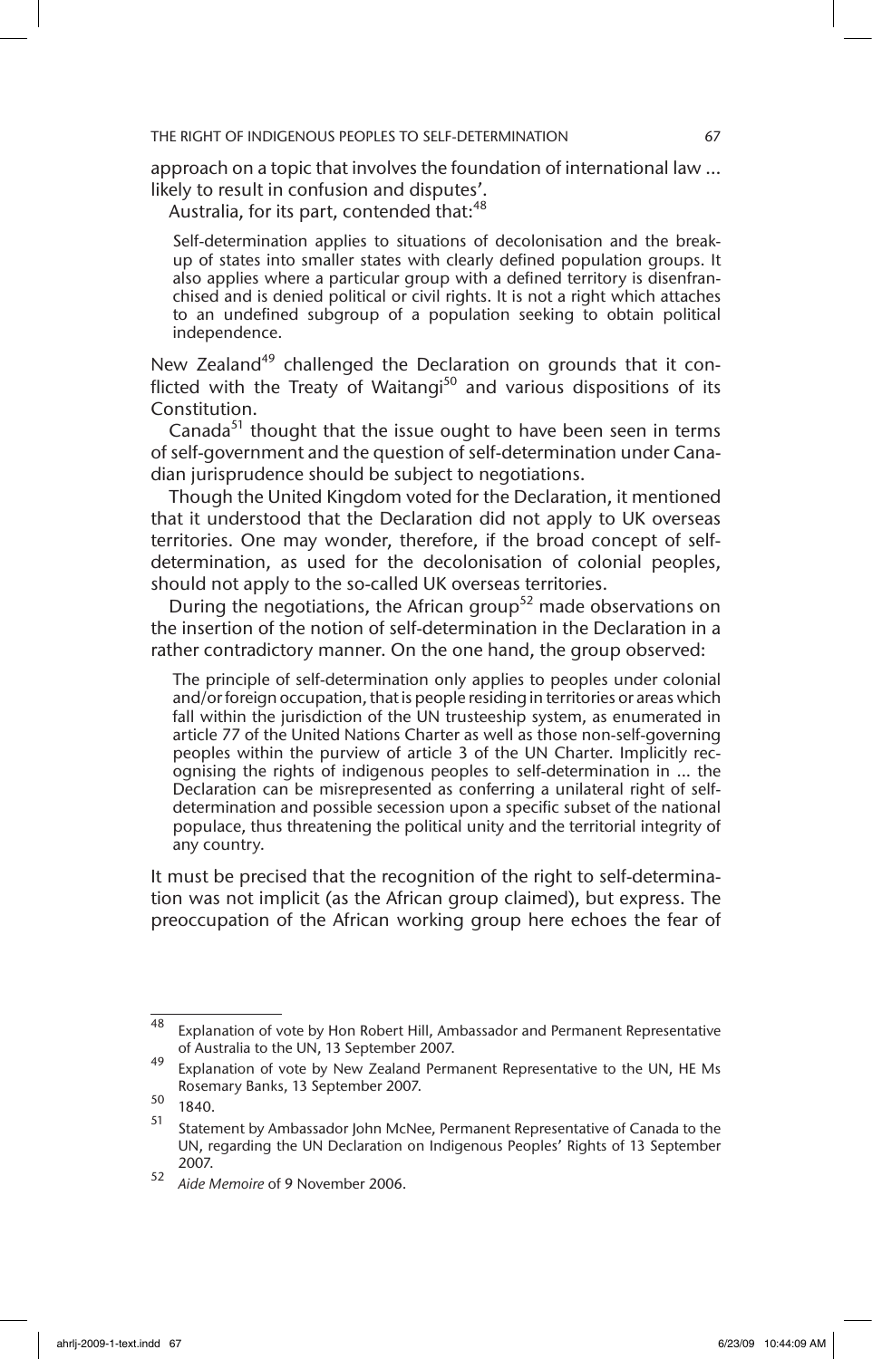approach on a topic that involves the foundation of international law ... likely to result in confusion and disputes'.

Australia, for its part, contended that:[48]

> Self-determination applies to situations of decolonisation and the break-up of states into smaller states with clearly defined population groups. It also applies where a particular group with a defined territory is disenfranchised and is denied political or civil rights. It is not a right which attaches to an undefined subgroup of a population seeking to obtain political independence.

New Zealand[49] challenged the Declaration on grounds that it conflicted with the Treaty of Waitangi[50] and various dispositions of its Constitution.

Canada[51] thought that the issue ought to have been seen in terms of self-government and the question of self-determination under Canadian jurisprudence should be subject to negotiations.

Though the United Kingdom voted for the Declaration, it mentioned that it understood that the Declaration did not apply to UK overseas territories. One may wonder, therefore, if the broad concept of self-determination, as used for the decolonisation of colonial peoples, should not apply to the so-called UK overseas territories.

During the negotiations, the African group[52] made observations on the insertion of the notion of self-determination in the Declaration in a rather contradictory manner. On the one hand, the group observed:

> The principle of self-determination only applies to peoples under colonial and/or foreign occupation, that is people residing in territories or areas which fall within the jurisdiction of the UN trusteeship system, as enumerated in article 77 of the United Nations Charter as well as those non-self-governing peoples within the purview of article 3 of the UN Charter. Implicitly recognising the rights of indigenous peoples to self-determination in ... the Declaration can be misrepresented as conferring a unilateral right of self-determination and possible secession upon a specific subset of the national populace, thus threatening the political unity and the territorial integrity of any country.

It must be precised that the recognition of the right to self-determination was not implicit (as the African group claimed), but express. The preoccupation of the African working group here echoes the fear of

---

[48] Explanation of vote by Hon Robert Hill, Ambassador and Permanent Representative of Australia to the UN, 13 September 2007.

[49] Explanation of vote by New Zealand Permanent Representative to the UN, HE Ms Rosemary Banks, 13 September 2007.

[50] 1840.

[51] Statement by Ambassador John McNee, Permanent Representative of Canada to the UN, regarding the UN Declaration on Indigenous Peoples' Rights of 13 September 2007.

[52] *Aide Memoire* of 9 November 2006.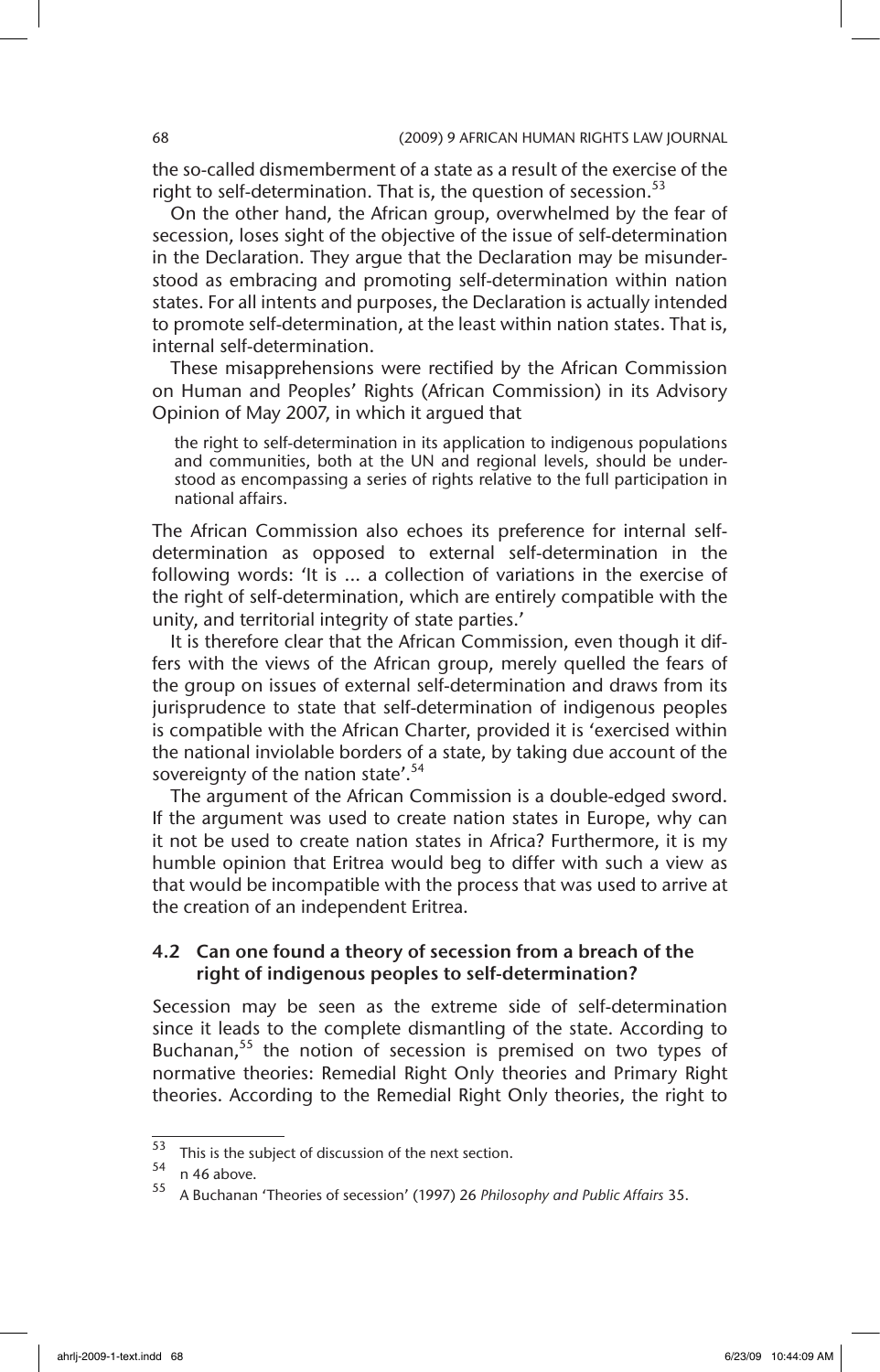the so-called dismemberment of a state as a result of the exercise of the right to self-determination. That is, the question of secession.[53]

On the other hand, the African group, overwhelmed by the fear of secession, loses sight of the objective of the issue of self-determination in the Declaration. They argue that the Declaration may be misunderstood as embracing and promoting self-determination within nation states. For all intents and purposes, the Declaration is actually intended to promote self-determination, at the least within nation states. That is, internal self-determination.

These misapprehensions were rectified by the African Commission on Human and Peoples' Rights (African Commission) in its Advisory Opinion of May 2007, in which it argued that

> the right to self-determination in its application to indigenous populations and communities, both at the UN and regional levels, should be understood as encompassing a series of rights relative to the full participation in national affairs.

The African Commission also echoes its preference for internal self-determination as opposed to external self-determination in the following words: 'It is … a collection of variations in the exercise of the right of self-determination, which are entirely compatible with the unity, and territorial integrity of state parties.'

It is therefore clear that the African Commission, even though it differs with the views of the African group, merely quelled the fears of the group on issues of external self-determination and draws from its jurisprudence to state that self-determination of indigenous peoples is compatible with the African Charter, provided it is 'exercised within the national inviolable borders of a state, by taking due account of the sovereignty of the nation state'.[54]

The argument of the African Commission is a double-edged sword. If the argument was used to create nation states in Europe, why can it not be used to create nation states in Africa? Furthermore, it is my humble opinion that Eritrea would beg to differ with such a view as that would be incompatible with the process that was used to arrive at the creation of an independent Eritrea.

### 4.2 Can one found a theory of secession from a breach of the right of indigenous peoples to self-determination?

Secession may be seen as the extreme side of self-determination since it leads to the complete dismantling of the state. According to Buchanan,[55] the notion of secession is premised on two types of normative theories: Remedial Right Only theories and Primary Right theories. According to the Remedial Right Only theories, the right to

---

[53] This is the subject of discussion of the next section.

[54] n 46 above.

[55] A Buchanan 'Theories of secession' (1997) 26 *Philosophy and Public Affairs* 35.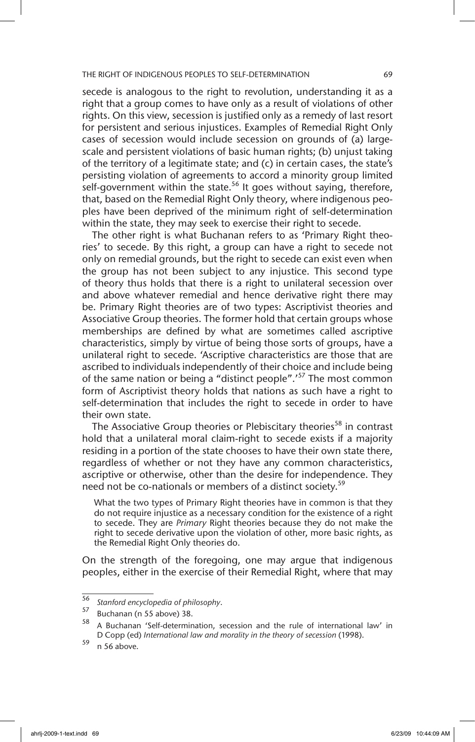secede is analogous to the right to revolution, understanding it as a right that a group comes to have only as a result of violations of other rights. On this view, secession is justified only as a remedy of last resort for persistent and serious injustices. Examples of Remedial Right Only cases of secession would include secession on grounds of (a) large-scale and persistent violations of basic human rights; (b) unjust taking of the territory of a legitimate state; and (c) in certain cases, the state's persisting violation of agreements to accord a minority group limited self-government within the state.[56] It goes without saying, therefore, that, based on the Remedial Right Only theory, where indigenous peoples have been deprived of the minimum right of self-determination within the state, they may seek to exercise their right to secede.

The other right is what Buchanan refers to as 'Primary Right theories' to secede. By this right, a group can have a right to secede not only on remedial grounds, but the right to secede can exist even when the group has not been subject to any injustice. This second type of theory thus holds that there is a right to unilateral secession over and above whatever remedial and hence derivative right there may be. Primary Right theories are of two types: Ascriptivist theories and Associative Group theories. The former hold that certain groups whose memberships are defined by what are sometimes called ascriptive characteristics, simply by virtue of being those sorts of groups, have a unilateral right to secede. 'Ascriptive characteristics are those that are ascribed to individuals independently of their choice and include being of the same nation or being a "distinct people".'[57] The most common form of Ascriptivist theory holds that nations as such have a right to self-determination that includes the right to secede in order to have their own state.

The Associative Group theories or Plebiscitary theories[58] in contrast hold that a unilateral moral claim-right to secede exists if a majority residing in a portion of the state chooses to have their own state there, regardless of whether or not they have any common characteristics, ascriptive or otherwise, other than the desire for independence. They need not be co-nationals or members of a distinct society.[59]

> What the two types of Primary Right theories have in common is that they do not require injustice as a necessary condition for the existence of a right to secede. They are *Primary* Right theories because they do not make the right to secede derivative upon the violation of other, more basic rights, as the Remedial Right Only theories do.

On the strength of the foregoing, one may argue that indigenous peoples, either in the exercise of their Remedial Right, where that may

---

[56] *Stanford encyclopedia of philosophy*.

[57] Buchanan (n 55 above) 38.

[58] A Buchanan 'Self-determination, secession and the rule of international law' in D Copp (ed) *International law and morality in the theory of secession* (1998).

[59] n 56 above.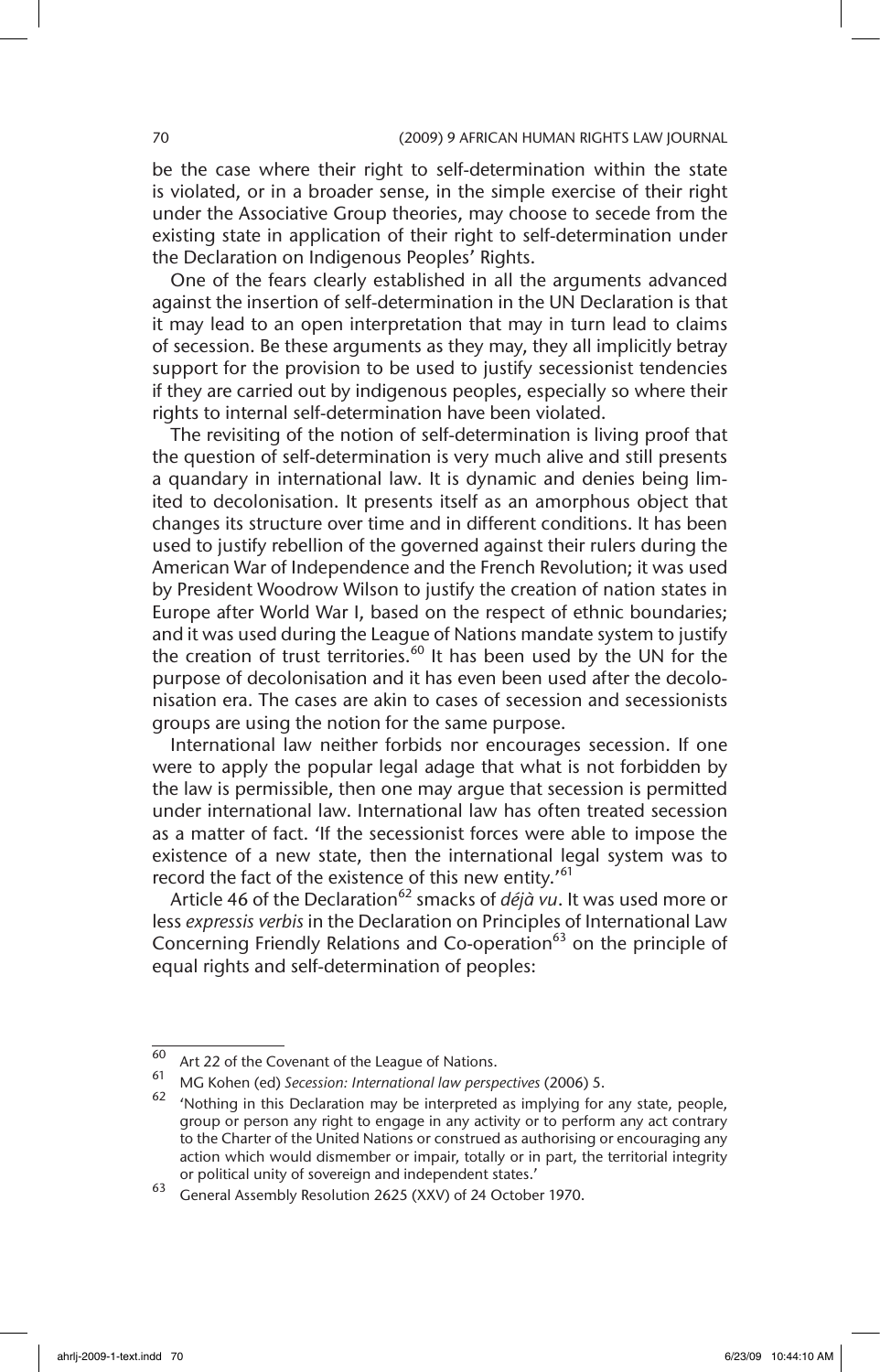be the case where their right to self-determination within the state is violated, or in a broader sense, in the simple exercise of their right under the Associative Group theories, may choose to secede from the existing state in application of their right to self-determination under the Declaration on Indigenous Peoples' Rights.

One of the fears clearly established in all the arguments advanced against the insertion of self-determination in the UN Declaration is that it may lead to an open interpretation that may in turn lead to claims of secession. Be these arguments as they may, they all implicitly betray support for the provision to be used to justify secessionist tendencies if they are carried out by indigenous peoples, especially so where their rights to internal self-determination have been violated.

The revisiting of the notion of self-determination is living proof that the question of self-determination is very much alive and still presents a quandary in international law. It is dynamic and denies being limited to decolonisation. It presents itself as an amorphous object that changes its structure over time and in different conditions. It has been used to justify rebellion of the governed against their rulers during the American War of Independence and the French Revolution; it was used by President Woodrow Wilson to justify the creation of nation states in Europe after World War I, based on the respect of ethnic boundaries; and it was used during the League of Nations mandate system to justify the creation of trust territories.[60] It has been used by the UN for the purpose of decolonisation and it has even been used after the decolonisation era. The cases are akin to cases of secession and secessionists groups are using the notion for the same purpose.

International law neither forbids nor encourages secession. If one were to apply the popular legal adage that what is not forbidden by the law is permissible, then one may argue that secession is permitted under international law. International law has often treated secession as a matter of fact. 'If the secessionist forces were able to impose the existence of a new state, then the international legal system was to record the fact of the existence of this new entity.'[61]

Article 46 of the Declaration[62] smacks of *déjà vu*. It was used more or less *expressis verbis* in the Declaration on Principles of International Law Concerning Friendly Relations and Co-operation[63] on the principle of equal rights and self-determination of peoples:

---

[60] Art 22 of the Covenant of the League of Nations.

[61] MG Kohen (ed) *Secession: International law perspectives* (2006) 5.

[62] 'Nothing in this Declaration may be interpreted as implying for any state, people, group or person any right to engage in any activity or to perform any act contrary to the Charter of the United Nations or construed as authorising or encouraging any action which would dismember or impair, totally or in part, the territorial integrity or political unity of sovereign and independent states.'

[63] General Assembly Resolution 2625 (XXV) of 24 October 1970.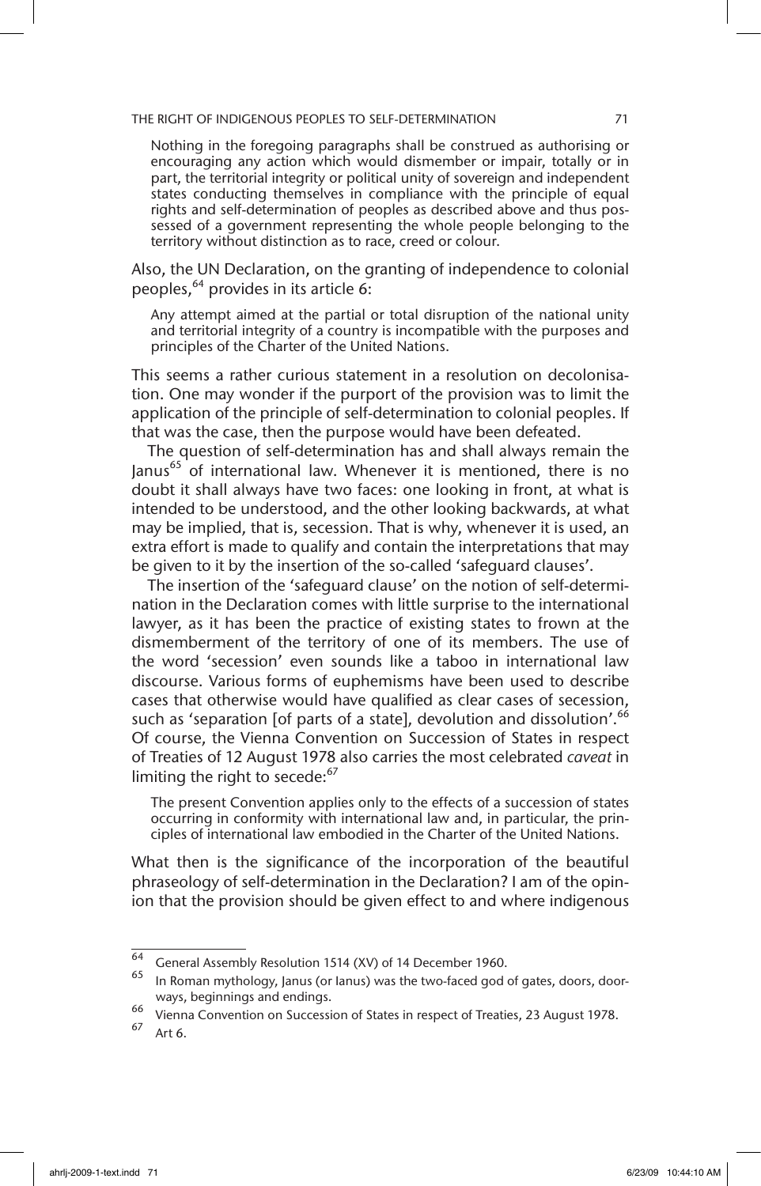> Nothing in the foregoing paragraphs shall be construed as authorising or encouraging any action which would dismember or impair, totally or in part, the territorial integrity or political unity of sovereign and independent states conducting themselves in compliance with the principle of equal rights and self-determination of peoples as described above and thus possessed of a government representing the whole people belonging to the territory without distinction as to race, creed or colour.

Also, the UN Declaration, on the granting of independence to colonial peoples,[64] provides in its article 6:

> Any attempt aimed at the partial or total disruption of the national unity and territorial integrity of a country is incompatible with the purposes and principles of the Charter of the United Nations.

This seems a rather curious statement in a resolution on decolonisation. One may wonder if the purport of the provision was to limit the application of the principle of self-determination to colonial peoples. If that was the case, then the purpose would have been defeated.

The question of self-determination has and shall always remain the Janus[65] of international law. Whenever it is mentioned, there is no doubt it shall always have two faces: one looking in front, at what is intended to be understood, and the other looking backwards, at what may be implied, that is, secession. That is why, whenever it is used, an extra effort is made to qualify and contain the interpretations that may be given to it by the insertion of the so-called 'safeguard clauses'.

The insertion of the 'safeguard clause' on the notion of self-determination in the Declaration comes with little surprise to the international lawyer, as it has been the practice of existing states to frown at the dismemberment of the territory of one of its members. The use of the word 'secession' even sounds like a taboo in international law discourse. Various forms of euphemisms have been used to describe cases that otherwise would have qualified as clear cases of secession, such as 'separation [of parts of a state], devolution and dissolution'.[66] Of course, the Vienna Convention on Succession of States in respect of Treaties of 12 August 1978 also carries the most celebrated *caveat* in limiting the right to secede:[67]

> The present Convention applies only to the effects of a succession of states occurring in conformity with international law and, in particular, the principles of international law embodied in the Charter of the United Nations.

What then is the significance of the incorporation of the beautiful phraseology of self-determination in the Declaration? I am of the opinion that the provision should be given effect to and where indigenous

---

[64] General Assembly Resolution 1514 (XV) of 14 December 1960.

[65] In Roman mythology, Janus (or Ianus) was the two-faced god of gates, doors, doorways, beginnings and endings.

[66] Vienna Convention on Succession of States in respect of Treaties, 23 August 1978.

[67] Art 6.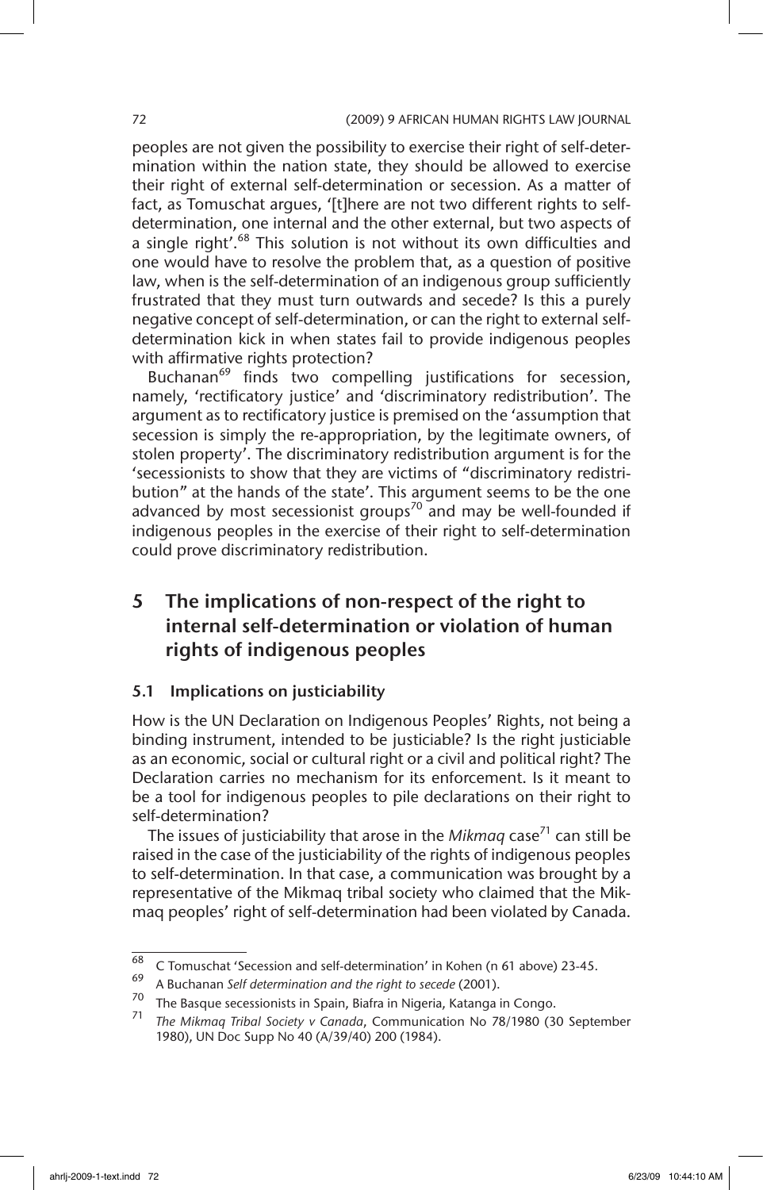peoples are not given the possibility to exercise their right of self-determination within the nation state, they should be allowed to exercise their right of external self-determination or secession. As a matter of fact, as Tomuschat argues, '[t]here are not two different rights to self-determination, one internal and the other external, but two aspects of a single right'.[68] This solution is not without its own difficulties and one would have to resolve the problem that, as a question of positive law, when is the self-determination of an indigenous group sufficiently frustrated that they must turn outwards and secede? Is this a purely negative concept of self-determination, or can the right to external self-determination kick in when states fail to provide indigenous peoples with affirmative rights protection?

Buchanan[69] finds two compelling justifications for secession, namely, 'rectificatory justice' and 'discriminatory redistribution'. The argument as to rectificatory justice is premised on the 'assumption that secession is simply the re-appropriation, by the legitimate owners, of stolen property'. The discriminatory redistribution argument is for the 'secessionists to show that they are victims of "discriminatory redistribution" at the hands of the state'. This argument seems to be the one advanced by most secessionist groups[70] and may be well-founded if indigenous peoples in the exercise of their right to self-determination could prove discriminatory redistribution.

## 5 The implications of non-respect of the right to internal self-determination or violation of human rights of indigenous peoples

### 5.1 Implications on justiciability

How is the UN Declaration on Indigenous Peoples' Rights, not being a binding instrument, intended to be justiciable? Is the right justiciable as an economic, social or cultural right or a civil and political right? The Declaration carries no mechanism for its enforcement. Is it meant to be a tool for indigenous peoples to pile declarations on their right to self-determination?

The issues of justiciability that arose in the *Mikmaq* case[71] can still be raised in the case of the justiciability of the rights of indigenous peoples to self-determination. In that case, a communication was brought by a representative of the Mikmaq tribal society who claimed that the Mikmaq peoples' right of self-determination had been violated by Canada.

---

[68] C Tomuschat 'Secession and self-determination' in Kohen (n 61 above) 23-45.

[69] A Buchanan *Self determination and the right to secede* (2001).

[70] The Basque secessionists in Spain, Biafra in Nigeria, Katanga in Congo.

[71] *The Mikmaq Tribal Society v Canada*, Communication No 78/1980 (30 September 1980), UN Doc Supp No 40 (A/39/40) 200 (1984).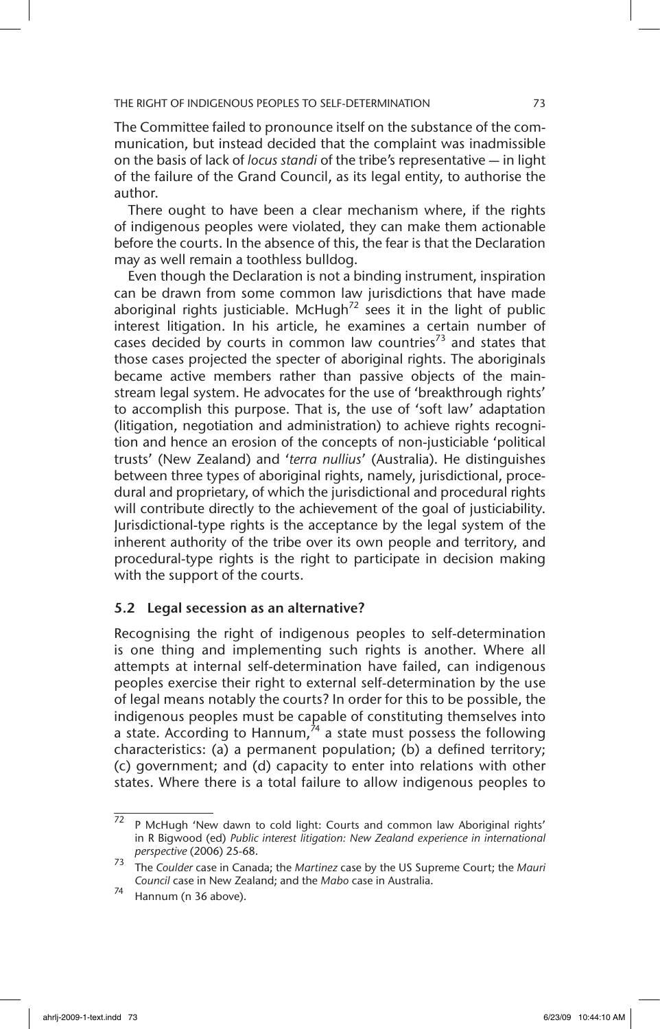The Committee failed to pronounce itself on the substance of the communication, but instead decided that the complaint was inadmissible on the basis of lack of *locus standi* of the tribe's representative — in light of the failure of the Grand Council, as its legal entity, to authorise the author.

There ought to have been a clear mechanism where, if the rights of indigenous peoples were violated, they can make them actionable before the courts. In the absence of this, the fear is that the Declaration may as well remain a toothless bulldog.

Even though the Declaration is not a binding instrument, inspiration can be drawn from some common law jurisdictions that have made aboriginal rights justiciable. McHugh[72] sees it in the light of public interest litigation. In his article, he examines a certain number of cases decided by courts in common law countries[73] and states that those cases projected the specter of aboriginal rights. The aboriginals became active members rather than passive objects of the mainstream legal system. He advocates for the use of 'breakthrough rights' to accomplish this purpose. That is, the use of 'soft law' adaptation (litigation, negotiation and administration) to achieve rights recognition and hence an erosion of the concepts of non-justiciable 'political trusts' (New Zealand) and '*terra nullius*' (Australia). He distinguishes between three types of aboriginal rights, namely, jurisdictional, procedural and proprietary, of which the jurisdictional and procedural rights will contribute directly to the achievement of the goal of justiciability. Jurisdictional-type rights is the acceptance by the legal system of the inherent authority of the tribe over its own people and territory, and procedural-type rights is the right to participate in decision making with the support of the courts.

### 5.2 Legal secession as an alternative?

Recognising the right of indigenous peoples to self-determination is one thing and implementing such rights is another. Where all attempts at internal self-determination have failed, can indigenous peoples exercise their right to external self-determination by the use of legal means notably the courts? In order for this to be possible, the indigenous peoples must be capable of constituting themselves into a state. According to Hannum,[74] a state must possess the following characteristics: (a) a permanent population; (b) a defined territory; (c) government; and (d) capacity to enter into relations with other states. Where there is a total failure to allow indigenous peoples to

---

[72] P McHugh 'New dawn to cold light: Courts and common law Aboriginal rights' in R Bigwood (ed) *Public interest litigation: New Zealand experience in international perspective* (2006) 25-68.

[73] The *Coulder* case in Canada; the *Martinez* case by the US Supreme Court; the *Mauri Council* case in New Zealand; and the *Mabo* case in Australia.

[74] Hannum (n 36 above).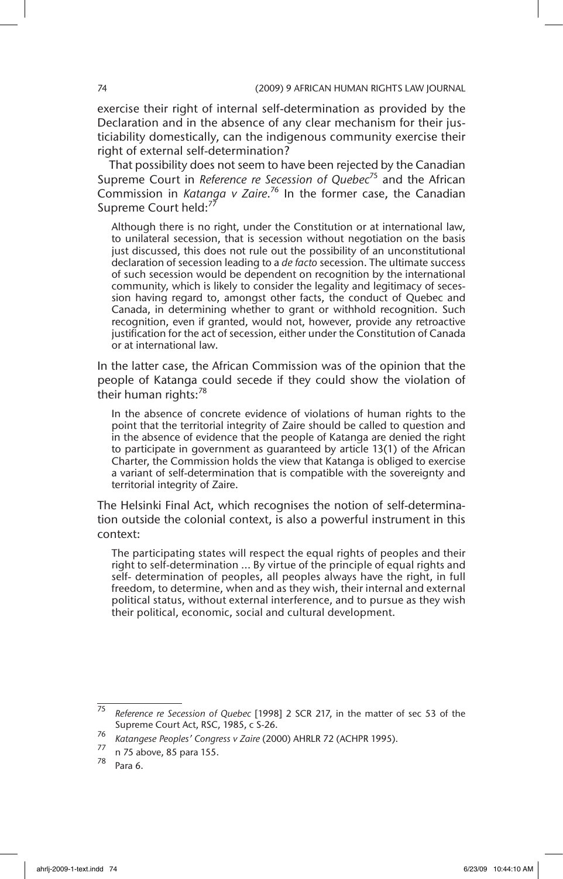exercise their right of internal self-determination as provided by the Declaration and in the absence of any clear mechanism for their justiciability domestically, can the indigenous community exercise their right of external self-determination?

That possibility does not seem to have been rejected by the Canadian Supreme Court in *Reference re Secession of Quebec*[75] and the African Commission in *Katanga v Zaire*.[76] In the former case, the Canadian Supreme Court held:[77]

> Although there is no right, under the Constitution or at international law, to unilateral secession, that is secession without negotiation on the basis just discussed, this does not rule out the possibility of an unconstitutional declaration of secession leading to a *de facto* secession. The ultimate success of such secession would be dependent on recognition by the international community, which is likely to consider the legality and legitimacy of secession having regard to, amongst other facts, the conduct of Quebec and Canada, in determining whether to grant or withhold recognition. Such recognition, even if granted, would not, however, provide any retroactive justification for the act of secession, either under the Constitution of Canada or at international law.

In the latter case, the African Commission was of the opinion that the people of Katanga could secede if they could show the violation of their human rights:[78]

> In the absence of concrete evidence of violations of human rights to the point that the territorial integrity of Zaire should be called to question and in the absence of evidence that the people of Katanga are denied the right to participate in government as guaranteed by article 13(1) of the African Charter, the Commission holds the view that Katanga is obliged to exercise a variant of self-determination that is compatible with the sovereignty and territorial integrity of Zaire.

The Helsinki Final Act, which recognises the notion of self-determination outside the colonial context, is also a powerful instrument in this context:

> The participating states will respect the equal rights of peoples and their right to self-determination ... By virtue of the principle of equal rights and self- determination of peoples, all peoples always have the right, in full freedom, to determine, when and as they wish, their internal and external political status, without external interference, and to pursue as they wish their political, economic, social and cultural development.

---

75 *Reference re Secession of Quebec* [1998] 2 SCR 217, in the matter of sec 53 of the Supreme Court Act, RSC, 1985, c S-26.

76 *Katangese Peoples' Congress v Zaire* (2000) AHRLR 72 (ACHPR 1995).

77 n 75 above, 85 para 155.

78 Para 6.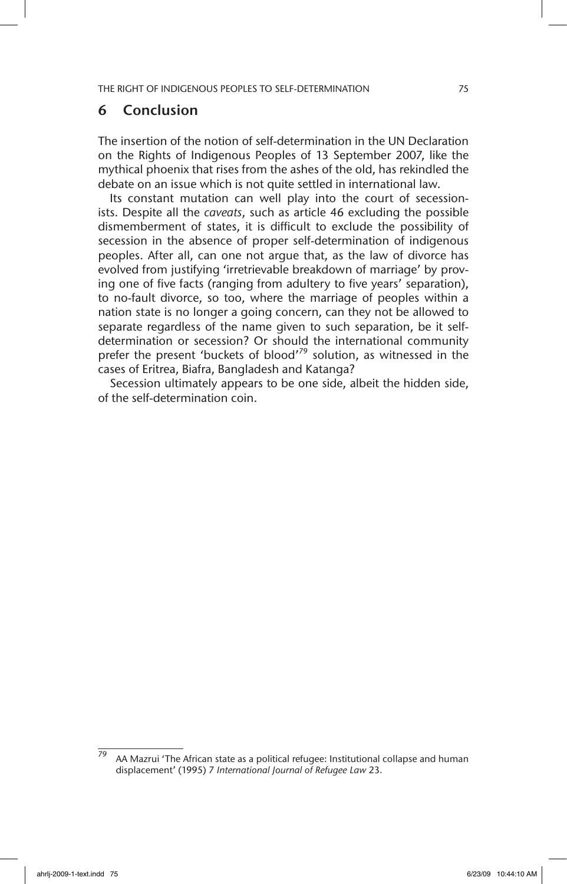## 6 Conclusion

The insertion of the notion of self-determination in the UN Declaration on the Rights of Indigenous Peoples of 13 September 2007, like the mythical phoenix that rises from the ashes of the old, has rekindled the debate on an issue which is not quite settled in international law.

Its constant mutation can well play into the court of secessionists. Despite all the *caveats*, such as article 46 excluding the possible dismemberment of states, it is difficult to exclude the possibility of secession in the absence of proper self-determination of indigenous peoples. After all, can one not argue that, as the law of divorce has evolved from justifying 'irretrievable breakdown of marriage' by proving one of five facts (ranging from adultery to five years' separation), to no-fault divorce, so too, where the marriage of peoples within a nation state is no longer a going concern, can they not be allowed to separate regardless of the name given to such separation, be it self-determination or secession? Or should the international community prefer the present 'buckets of blood'[79] solution, as witnessed in the cases of Eritrea, Biafra, Bangladesh and Katanga?

Secession ultimately appears to be one side, albeit the hidden side, of the self-determination coin.

---

[79] AA Mazrui 'The African state as a political refugee: Institutional collapse and human displacement' (1995) 7 *International Journal of Refugee Law* 23.